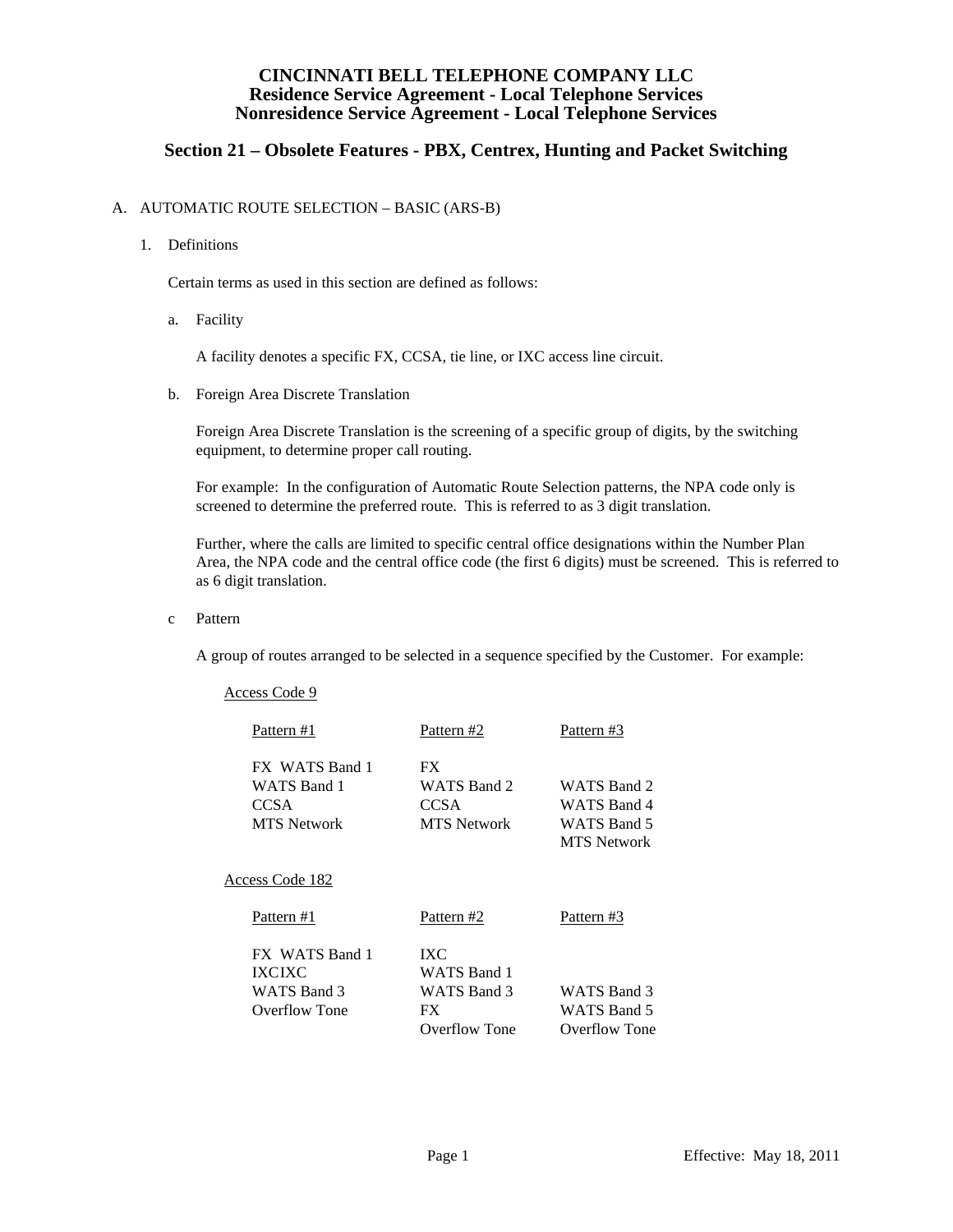# CINCINNATI BELL TELEPHONE COMPANY LLC
## Residence Service Agreement - Local Telephone Services
## Nonresidence Service Agreement - Local Telephone Services

## Section 21 – Obsolete Features - PBX, Centrex, Hunting and Packet Switching

A. AUTOMATIC ROUTE SELECTION – BASIC (ARS-B)

1. Definitions

   Certain terms as used in this section are defined as follows:

   a. Facility

      A facility denotes a specific FX, CCSA, tie line, or IXC access line circuit.

   b. Foreign Area Discrete Translation

      Foreign Area Discrete Translation is the screening of a specific group of digits, by the switching equipment, to determine proper call routing.

      For example: In the configuration of Automatic Route Selection patterns, the NPA code only is screened to determine the preferred route. This is referred to as 3 digit translation.

      Further, where the calls are limited to specific central office designations within the Number Plan Area, the NPA code and the central office code (the first 6 digits) must be screened. This is referred to as 6 digit translation.

   c Pattern

      A group of routes arranged to be selected in a sequence specified by the Customer. For example:

      Access Code 9

      | Pattern #1 | Pattern #2 | Pattern #3 |
      |---|---|---|
      | FX WATS Band 1 | FX | |
      | WATS Band 1 | WATS Band 2 | WATS Band 2 |
      | CCSA | CCSA | WATS Band 4 |
      | MTS Network | MTS Network | WATS Band 5 |
      | | | MTS Network |

      Access Code 182

      | Pattern #1 | Pattern #2 | Pattern #3 |
      |---|---|---|
      | FX WATS Band 1 | IXC | |
      | IXCIXC | WATS Band 1 | |
      | WATS Band 3 | WATS Band 3 | WATS Band 3 |
      | Overflow Tone | FX | WATS Band 5 |
      | | Overflow Tone | Overflow Tone |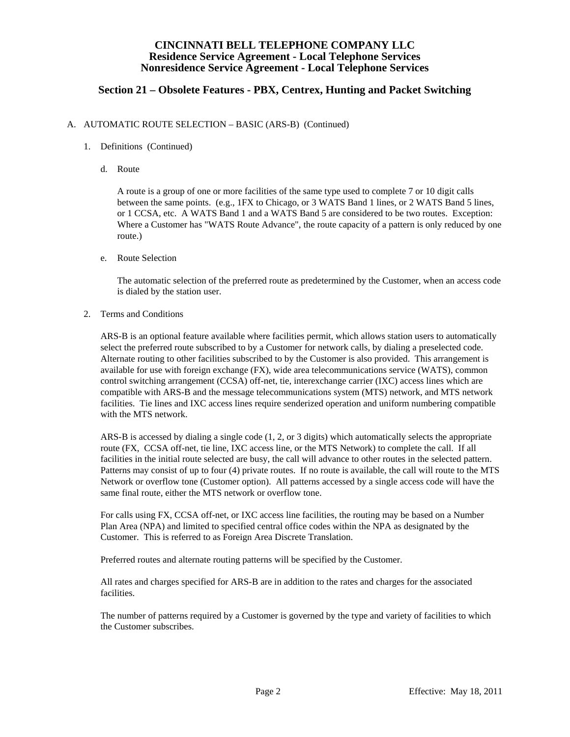# CINCINNATI BELL TELEPHONE COMPANY LLC
## Residence Service Agreement - Local Telephone Services
## Nonresidence Service Agreement - Local Telephone Services

## Section 21 – Obsolete Features - PBX, Centrex, Hunting and Packet Switching

A. AUTOMATIC ROUTE SELECTION – BASIC (ARS-B) (Continued)

1. Definitions (Continued)

   d. Route

      A route is a group of one or more facilities of the same type used to complete 7 or 10 digit calls between the same points. (e.g., 1FX to Chicago, or 3 WATS Band 1 lines, or 2 WATS Band 5 lines, or 1 CCSA, etc. A WATS Band 1 and a WATS Band 5 are considered to be two routes. Exception: Where a Customer has "WATS Route Advance", the route capacity of a pattern is only reduced by one route.)

   e. Route Selection

      The automatic selection of the preferred route as predetermined by the Customer, when an access code is dialed by the station user.

2. Terms and Conditions

   ARS-B is an optional feature available where facilities permit, which allows station users to automatically select the preferred route subscribed to by a Customer for network calls, by dialing a preselected code. Alternate routing to other facilities subscribed to by the Customer is also provided. This arrangement is available for use with foreign exchange (FX), wide area telecommunications service (WATS), common control switching arrangement (CCSA) off-net, tie, interexchange carrier (IXC) access lines which are compatible with ARS-B and the message telecommunications system (MTS) network, and MTS network facilities. Tie lines and IXC access lines require senderized operation and uniform numbering compatible with the MTS network.

   ARS-B is accessed by dialing a single code (1, 2, or 3 digits) which automatically selects the appropriate route (FX, CCSA off-net, tie line, IXC access line, or the MTS Network) to complete the call. If all facilities in the initial route selected are busy, the call will advance to other routes in the selected pattern. Patterns may consist of up to four (4) private routes. If no route is available, the call will route to the MTS Network or overflow tone (Customer option). All patterns accessed by a single access code will have the same final route, either the MTS network or overflow tone.

   For calls using FX, CCSA off-net, or IXC access line facilities, the routing may be based on a Number Plan Area (NPA) and limited to specified central office codes within the NPA as designated by the Customer. This is referred to as Foreign Area Discrete Translation.

   Preferred routes and alternate routing patterns will be specified by the Customer.

   All rates and charges specified for ARS-B are in addition to the rates and charges for the associated facilities.

   The number of patterns required by a Customer is governed by the type and variety of facilities to which the Customer subscribes.

Effective: May 18, 2011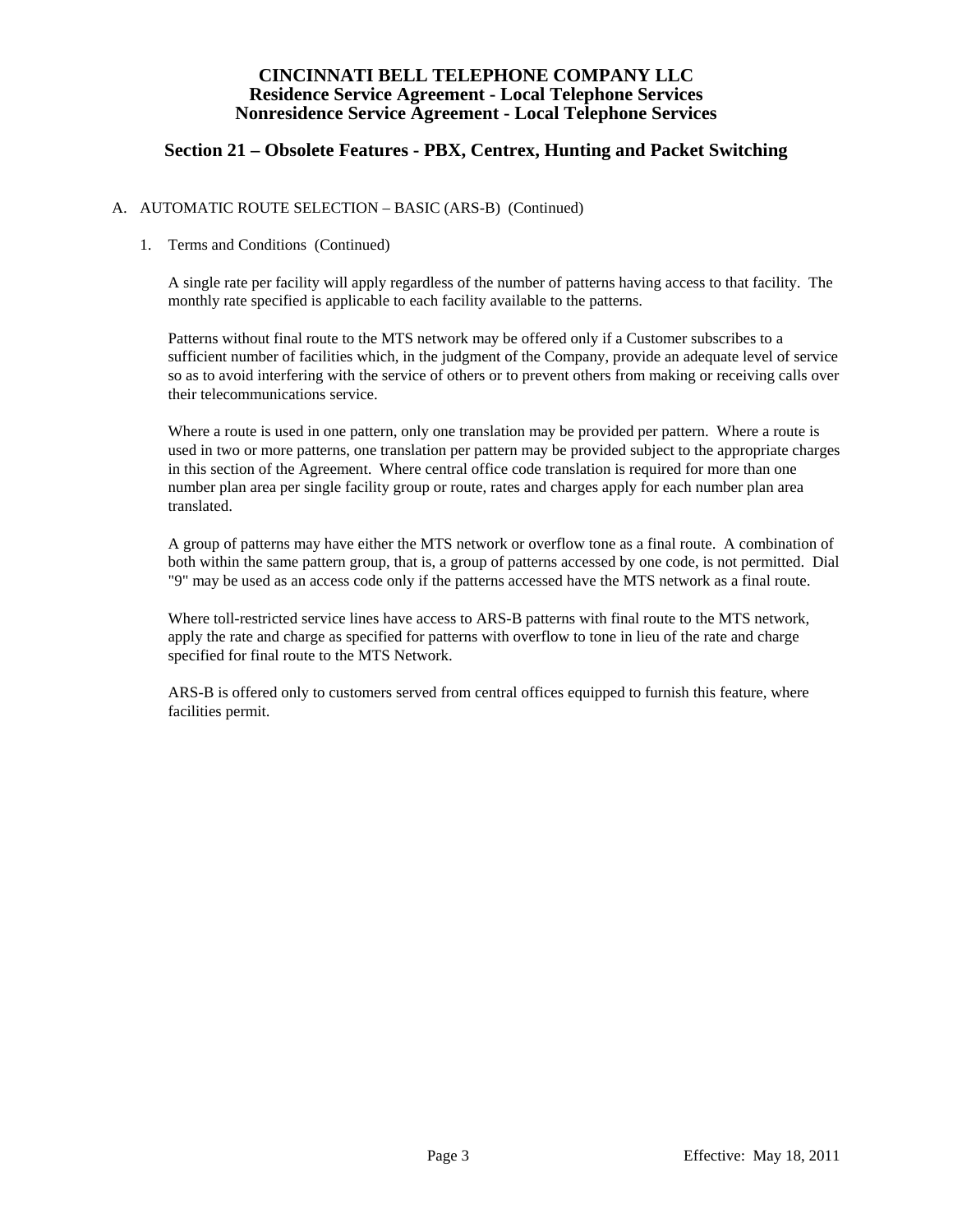# CINCINNATI BELL TELEPHONE COMPANY LLC
## Residence Service Agreement - Local Telephone Services
## Nonresidence Service Agreement - Local Telephone Services

## Section 21 – Obsolete Features - PBX, Centrex, Hunting and Packet Switching

A. AUTOMATIC ROUTE SELECTION – BASIC (ARS-B) (Continued)

1. Terms and Conditions (Continued)

A single rate per facility will apply regardless of the number of patterns having access to that facility. The monthly rate specified is applicable to each facility available to the patterns.

Patterns without final route to the MTS network may be offered only if a Customer subscribes to a sufficient number of facilities which, in the judgment of the Company, provide an adequate level of service so as to avoid interfering with the service of others or to prevent others from making or receiving calls over their telecommunications service.

Where a route is used in one pattern, only one translation may be provided per pattern. Where a route is used in two or more patterns, one translation per pattern may be provided subject to the appropriate charges in this section of the Agreement. Where central office code translation is required for more than one number plan area per single facility group or route, rates and charges apply for each number plan area translated.

A group of patterns may have either the MTS network or overflow tone as a final route. A combination of both within the same pattern group, that is, a group of patterns accessed by one code, is not permitted. Dial "9" may be used as an access code only if the patterns accessed have the MTS network as a final route.

Where toll-restricted service lines have access to ARS-B patterns with final route to the MTS network, apply the rate and charge as specified for patterns with overflow to tone in lieu of the rate and charge specified for final route to the MTS Network.

ARS-B is offered only to customers served from central offices equipped to furnish this feature, where facilities permit.

Effective: May 18, 2011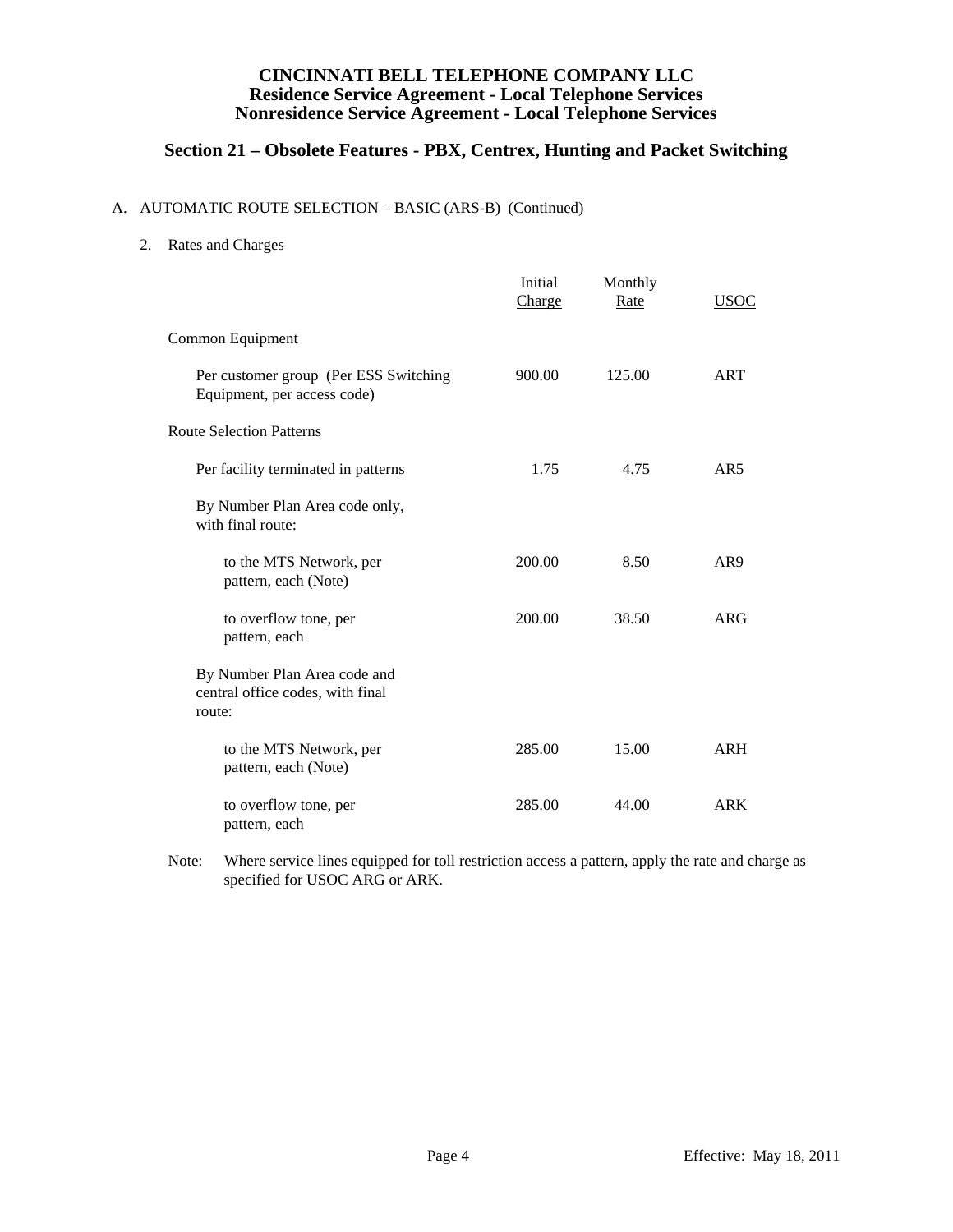# CINCINNATI BELL TELEPHONE COMPANY LLC
## Residence Service Agreement - Local Telephone Services
## Nonresidence Service Agreement - Local Telephone Services

## Section 21 – Obsolete Features - PBX, Centrex, Hunting and Packet Switching

A. AUTOMATIC ROUTE SELECTION – BASIC (ARS-B) (Continued)

2. Rates and Charges

| | Initial Charge | Monthly Rate | USOC |
|---|---|---|---|
| Common Equipment | | | |
| Per customer group (Per ESS Switching Equipment, per access code) | 900.00 | 125.00 | ART |
| Route Selection Patterns | | | |
| Per facility terminated in patterns | 1.75 | 4.75 | AR5 |
| By Number Plan Area code only, with final route: | | | |
| to the MTS Network, per pattern, each (Note) | 200.00 | 8.50 | AR9 |
| to overflow tone, per pattern, each | 200.00 | 38.50 | ARG |
| By Number Plan Area code and central office codes, with final route: | | | |
| to the MTS Network, per pattern, each (Note) | 285.00 | 15.00 | ARH |
| to overflow tone, per pattern, each | 285.00 | 44.00 | ARK |

Note: Where service lines equipped for toll restriction access a pattern, apply the rate and charge as specified for USOC ARG or ARK.

Effective: May 18, 2011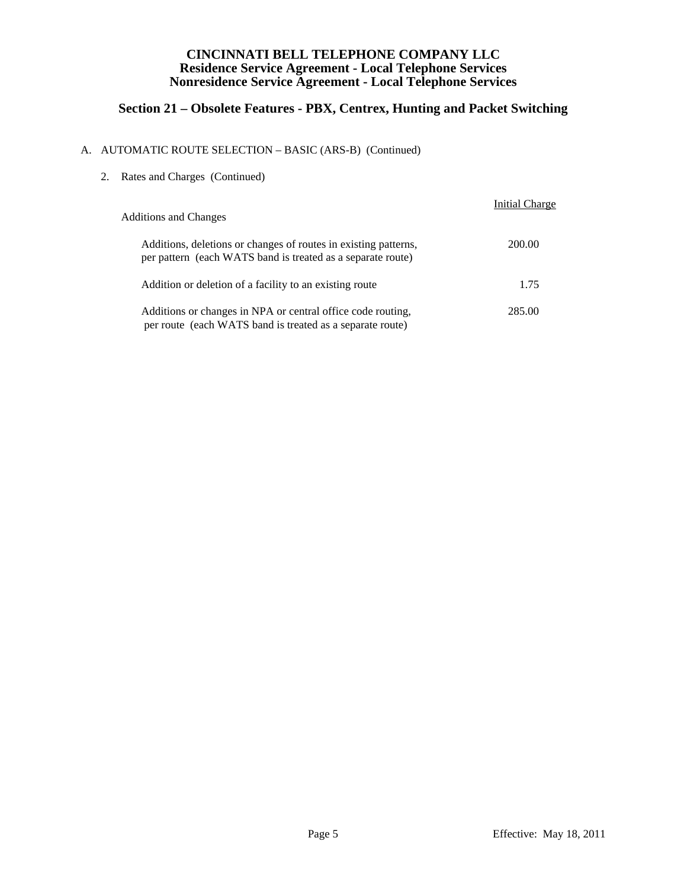# CINCINNATI BELL TELEPHONE COMPANY LLC
## Residence Service Agreement - Local Telephone Services
## Nonresidence Service Agreement - Local Telephone Services

## Section 21 – Obsolete Features - PBX, Centrex, Hunting and Packet Switching

A. AUTOMATIC ROUTE SELECTION – BASIC (ARS-B) (Continued)

2. Rates and Charges (Continued)

| Additions and Changes | Initial Charge |
|---|---|
| Additions, deletions or changes of routes in existing patterns, per pattern (each WATS band is treated as a separate route) | 200.00 |
| Addition or deletion of a facility to an existing route | 1.75 |
| Additions or changes in NPA or central office code routing, per route (each WATS band is treated as a separate route) | 285.00 |

Effective: May 18, 2011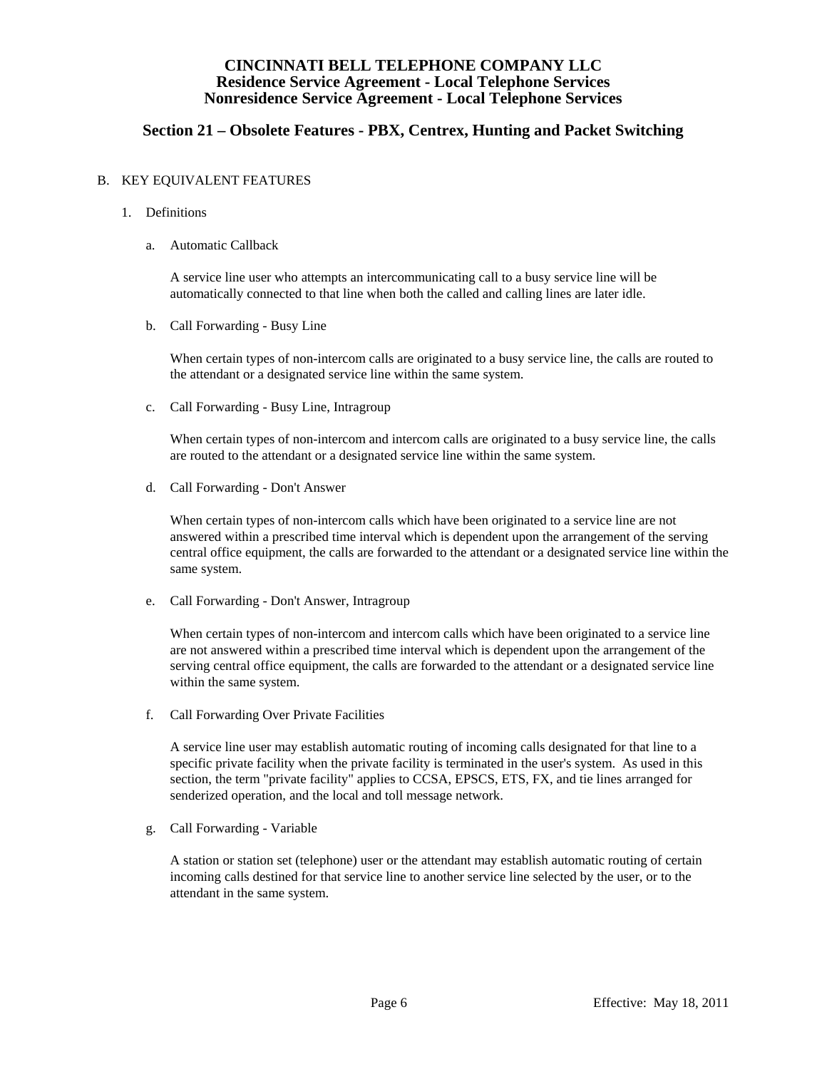B. KEY EQUIVALENT FEATURES

1. Definitions

   a. Automatic Callback

      A service line user who attempts an intercommunicating call to a busy service line will be automatically connected to that line when both the called and calling lines are later idle.

   b. Call Forwarding - Busy Line

      When certain types of non-intercom calls are originated to a busy service line, the calls are routed to the attendant or a designated service line within the same system.

   c. Call Forwarding - Busy Line, Intragroup

      When certain types of non-intercom and intercom calls are originated to a busy service line, the calls are routed to the attendant or a designated service line within the same system.

   d. Call Forwarding - Don't Answer

      When certain types of non-intercom calls which have been originated to a service line are not answered within a prescribed time interval which is dependent upon the arrangement of the serving central office equipment, the calls are forwarded to the attendant or a designated service line within the same system.

   e. Call Forwarding - Don't Answer, Intragroup

      When certain types of non-intercom and intercom calls which have been originated to a service line are not answered within a prescribed time interval which is dependent upon the arrangement of the serving central office equipment, the calls are forwarded to the attendant or a designated service line within the same system.

   f. Call Forwarding Over Private Facilities

      A service line user may establish automatic routing of incoming calls designated for that line to a specific private facility when the private facility is terminated in the user's system. As used in this section, the term "private facility" applies to CCSA, EPSCS, ETS, FX, and tie lines arranged for senderized operation, and the local and toll message network.

   g. Call Forwarding - Variable

      A station or station set (telephone) user or the attendant may establish automatic routing of certain incoming calls destined for that service line to another service line selected by the user, or to the attendant in the same system.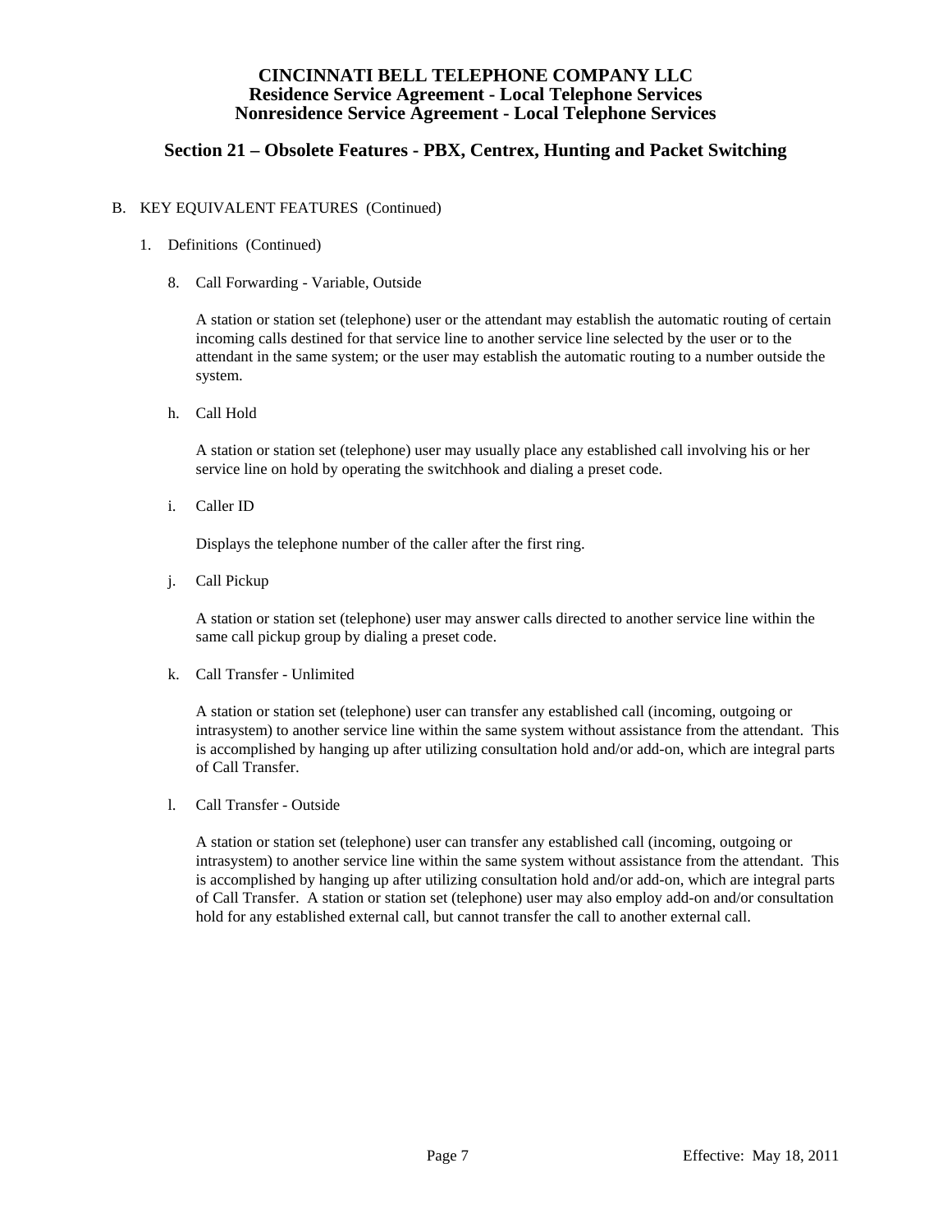# CINCINNATI BELL TELEPHONE COMPANY LLC
## Residence Service Agreement - Local Telephone Services
## Nonresidence Service Agreement - Local Telephone Services

## Section 21 – Obsolete Features - PBX, Centrex, Hunting and Packet Switching

B. KEY EQUIVALENT FEATURES (Continued)

1. Definitions (Continued)

8. Call Forwarding - Variable, Outside

A station or station set (telephone) user or the attendant may establish the automatic routing of certain incoming calls destined for that service line to another service line selected by the user or to the attendant in the same system; or the user may establish the automatic routing to a number outside the system.

h. Call Hold

A station or station set (telephone) user may usually place any established call involving his or her service line on hold by operating the switchhook and dialing a preset code.

i. Caller ID

Displays the telephone number of the caller after the first ring.

j. Call Pickup

A station or station set (telephone) user may answer calls directed to another service line within the same call pickup group by dialing a preset code.

k. Call Transfer - Unlimited

A station or station set (telephone) user can transfer any established call (incoming, outgoing or intrasystem) to another service line within the same system without assistance from the attendant. This is accomplished by hanging up after utilizing consultation hold and/or add-on, which are integral parts of Call Transfer.

l. Call Transfer - Outside

A station or station set (telephone) user can transfer any established call (incoming, outgoing or intrasystem) to another service line within the same system without assistance from the attendant. This is accomplished by hanging up after utilizing consultation hold and/or add-on, which are integral parts of Call Transfer. A station or station set (telephone) user may also employ add-on and/or consultation hold for any established external call, but cannot transfer the call to another external call.

Effective: May 18, 2011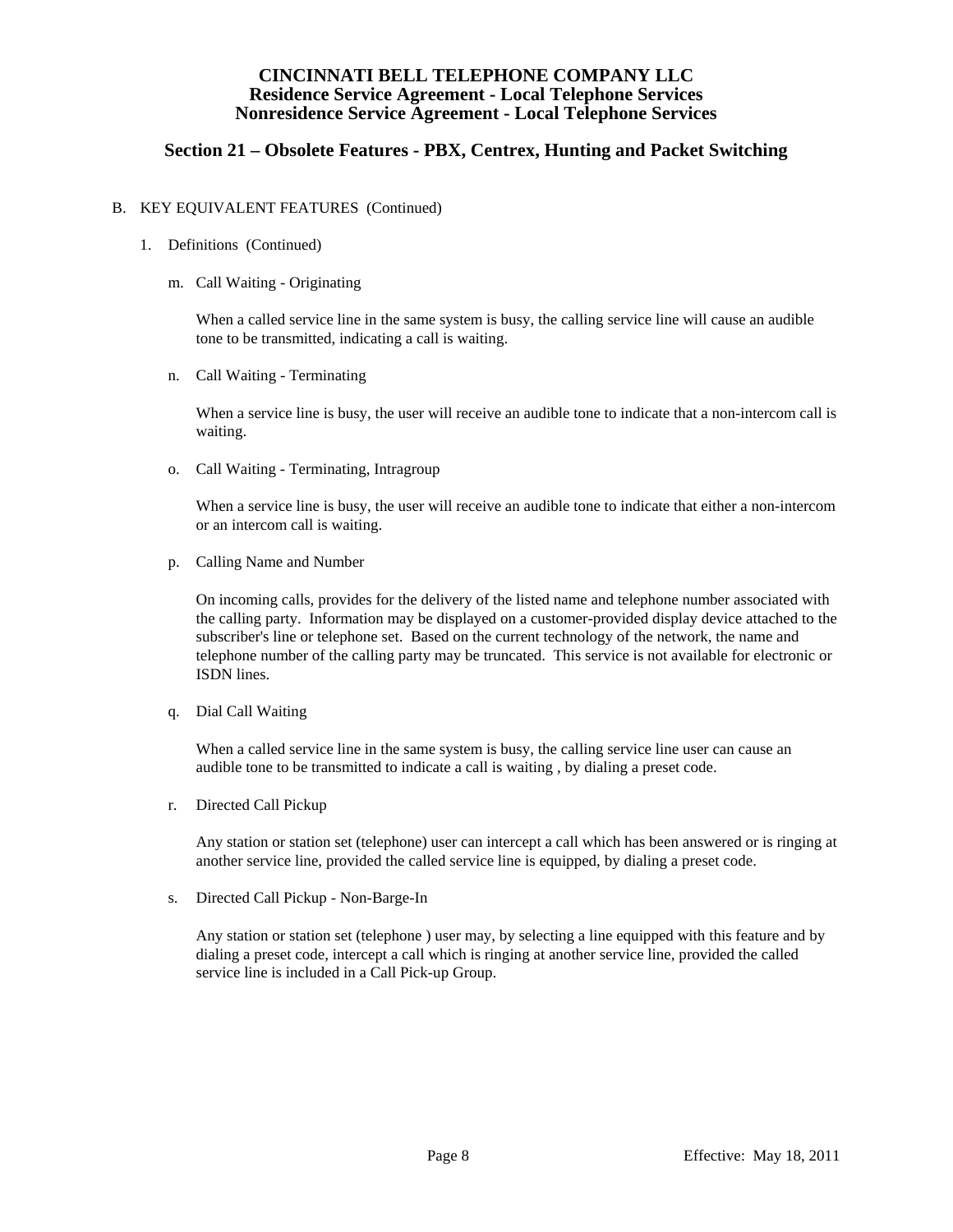# CINCINNATI BELL TELEPHONE COMPANY LLC
## Residence Service Agreement - Local Telephone Services
## Nonresidence Service Agreement - Local Telephone Services

## Section 21 – Obsolete Features - PBX, Centrex, Hunting and Packet Switching

B. KEY EQUIVALENT FEATURES (Continued)

1. Definitions (Continued)

   m. Call Waiting - Originating

      When a called service line in the same system is busy, the calling service line will cause an audible tone to be transmitted, indicating a call is waiting.

   n. Call Waiting - Terminating

      When a service line is busy, the user will receive an audible tone to indicate that a non-intercom call is waiting.

   o. Call Waiting - Terminating, Intragroup

      When a service line is busy, the user will receive an audible tone to indicate that either a non-intercom or an intercom call is waiting.

   p. Calling Name and Number

      On incoming calls, provides for the delivery of the listed name and telephone number associated with the calling party. Information may be displayed on a customer-provided display device attached to the subscriber's line or telephone set. Based on the current technology of the network, the name and telephone number of the calling party may be truncated. This service is not available for electronic or ISDN lines.

   q. Dial Call Waiting

      When a called service line in the same system is busy, the calling service line user can cause an audible tone to be transmitted to indicate a call is waiting , by dialing a preset code.

   r. Directed Call Pickup

      Any station or station set (telephone) user can intercept a call which has been answered or is ringing at another service line, provided the called service line is equipped, by dialing a preset code.

   s. Directed Call Pickup - Non-Barge-In

      Any station or station set (telephone ) user may, by selecting a line equipped with this feature and by dialing a preset code, intercept a call which is ringing at another service line, provided the called service line is included in a Call Pick-up Group.

Effective: May 18, 2011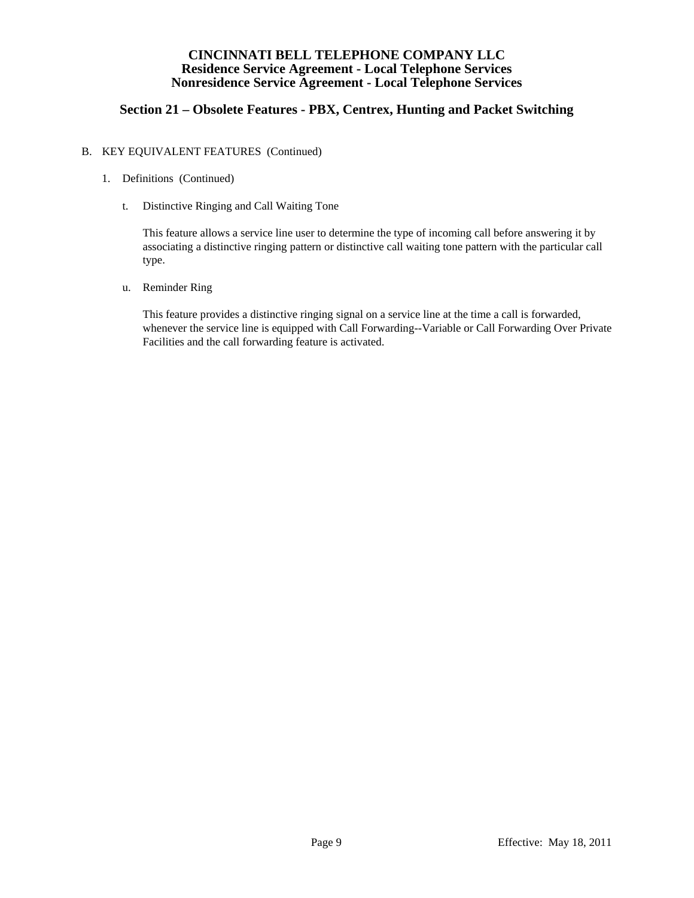B. KEY EQUIVALENT FEATURES (Continued)

1. Definitions (Continued)

t. Distinctive Ringing and Call Waiting Tone

This feature allows a service line user to determine the type of incoming call before answering it by associating a distinctive ringing pattern or distinctive call waiting tone pattern with the particular call type.

u. Reminder Ring

This feature provides a distinctive ringing signal on a service line at the time a call is forwarded, whenever the service line is equipped with Call Forwarding--Variable or Call Forwarding Over Private Facilities and the call forwarding feature is activated.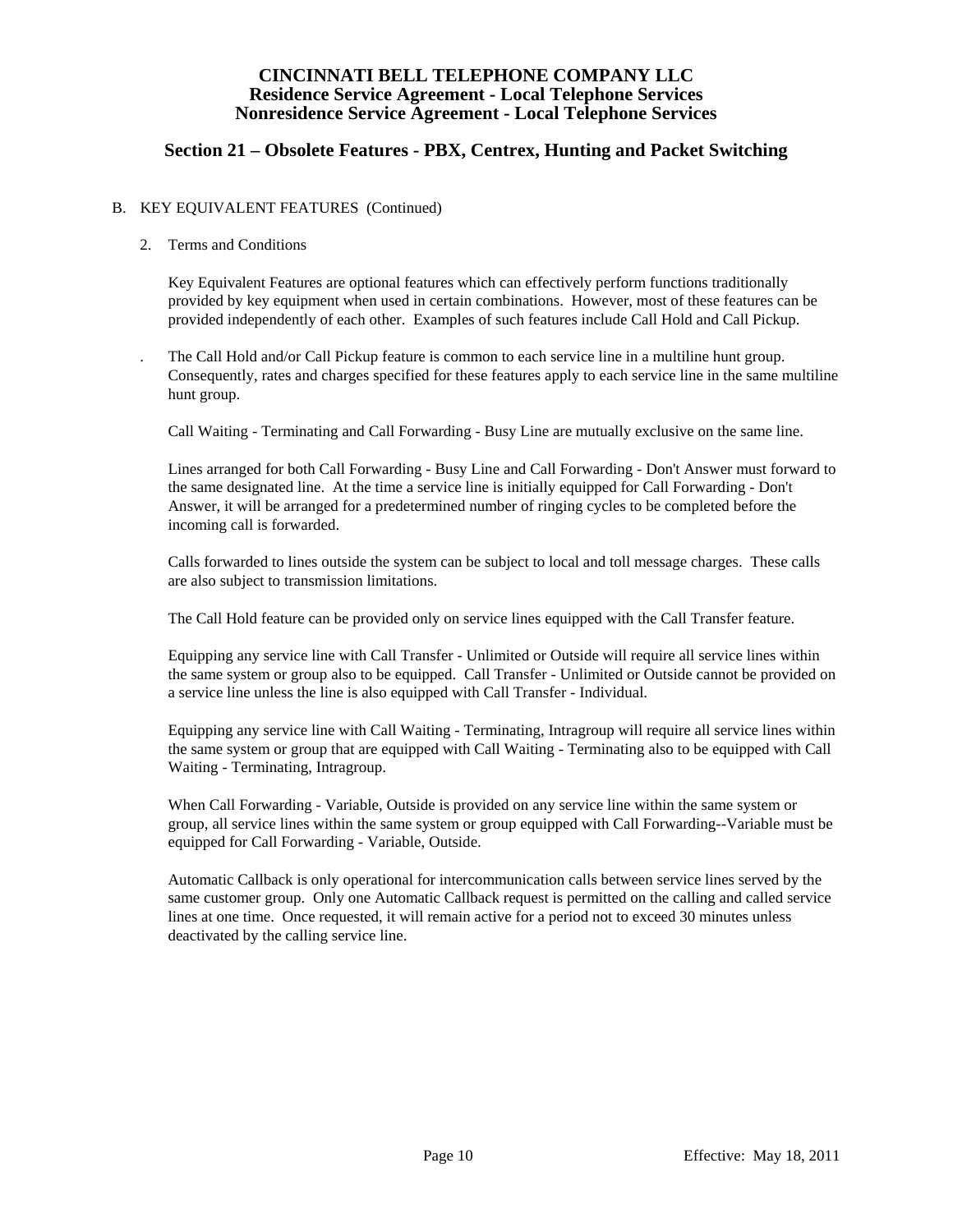# CINCINNATI BELL TELEPHONE COMPANY LLC
## Residence Service Agreement - Local Telephone Services
## Nonresidence Service Agreement - Local Telephone Services

## Section 21 – Obsolete Features - PBX, Centrex, Hunting and Packet Switching

B. KEY EQUIVALENT FEATURES (Continued)

2. Terms and Conditions

Key Equivalent Features are optional features which can effectively perform functions traditionally provided by key equipment when used in certain combinations. However, most of these features can be provided independently of each other. Examples of such features include Call Hold and Call Pickup.

. The Call Hold and/or Call Pickup feature is common to each service line in a multiline hunt group. Consequently, rates and charges specified for these features apply to each service line in the same multiline hunt group.

Call Waiting - Terminating and Call Forwarding - Busy Line are mutually exclusive on the same line.

Lines arranged for both Call Forwarding - Busy Line and Call Forwarding - Don't Answer must forward to the same designated line. At the time a service line is initially equipped for Call Forwarding - Don't Answer, it will be arranged for a predetermined number of ringing cycles to be completed before the incoming call is forwarded.

Calls forwarded to lines outside the system can be subject to local and toll message charges. These calls are also subject to transmission limitations.

The Call Hold feature can be provided only on service lines equipped with the Call Transfer feature.

Equipping any service line with Call Transfer - Unlimited or Outside will require all service lines within the same system or group also to be equipped. Call Transfer - Unlimited or Outside cannot be provided on a service line unless the line is also equipped with Call Transfer - Individual.

Equipping any service line with Call Waiting - Terminating, Intragroup will require all service lines within the same system or group that are equipped with Call Waiting - Terminating also to be equipped with Call Waiting - Terminating, Intragroup.

When Call Forwarding - Variable, Outside is provided on any service line within the same system or group, all service lines within the same system or group equipped with Call Forwarding--Variable must be equipped for Call Forwarding - Variable, Outside.

Automatic Callback is only operational for intercommunication calls between service lines served by the same customer group. Only one Automatic Callback request is permitted on the calling and called service lines at one time. Once requested, it will remain active for a period not to exceed 30 minutes unless deactivated by the calling service line.

Effective: May 18, 2011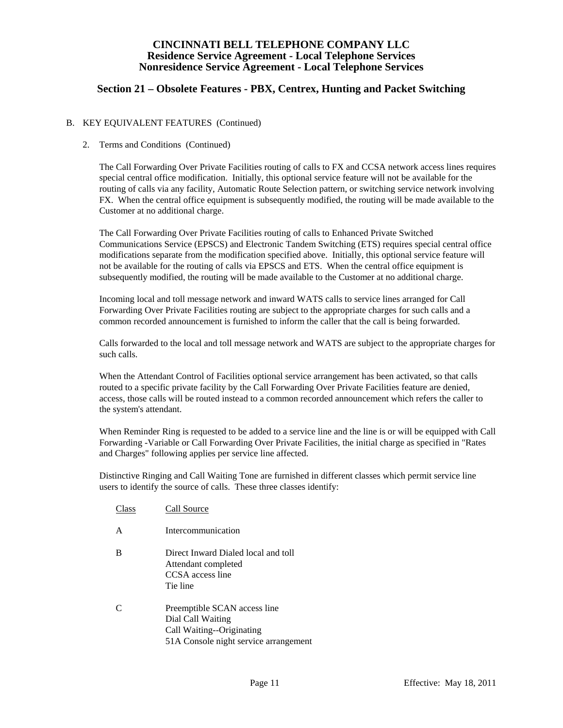# CINCINNATI BELL TELEPHONE COMPANY LLC
## Residence Service Agreement - Local Telephone Services
## Nonresidence Service Agreement - Local Telephone Services

## Section 21 – Obsolete Features - PBX, Centrex, Hunting and Packet Switching

B. KEY EQUIVALENT FEATURES (Continued)

2. Terms and Conditions (Continued)

The Call Forwarding Over Private Facilities routing of calls to FX and CCSA network access lines requires special central office modification. Initially, this optional service feature will not be available for the routing of calls via any facility, Automatic Route Selection pattern, or switching service network involving FX. When the central office equipment is subsequently modified, the routing will be made available to the Customer at no additional charge.

The Call Forwarding Over Private Facilities routing of calls to Enhanced Private Switched Communications Service (EPSCS) and Electronic Tandem Switching (ETS) requires special central office modifications separate from the modification specified above. Initially, this optional service feature will not be available for the routing of calls via EPSCS and ETS. When the central office equipment is subsequently modified, the routing will be made available to the Customer at no additional charge.

Incoming local and toll message network and inward WATS calls to service lines arranged for Call Forwarding Over Private Facilities routing are subject to the appropriate charges for such calls and a common recorded announcement is furnished to inform the caller that the call is being forwarded.

Calls forwarded to the local and toll message network and WATS are subject to the appropriate charges for such calls.

When the Attendant Control of Facilities optional service arrangement has been activated, so that calls routed to a specific private facility by the Call Forwarding Over Private Facilities feature are denied, access, those calls will be routed instead to a common recorded announcement which refers the caller to the system's attendant.

When Reminder Ring is requested to be added to a service line and the line is or will be equipped with Call Forwarding -Variable or Call Forwarding Over Private Facilities, the initial charge as specified in "Rates and Charges" following applies per service line affected.

Distinctive Ringing and Call Waiting Tone are furnished in different classes which permit service line users to identify the source of calls. These three classes identify:

| Class | Call Source |
|---|---|
| A | Intercommunication |
| B | Direct Inward Dialed local and toll<br>Attendant completed<br>CCSA access line<br>Tie line |
| C | Preemptible SCAN access line<br>Dial Call Waiting<br>Call Waiting--Originating<br>51A Console night service arrangement |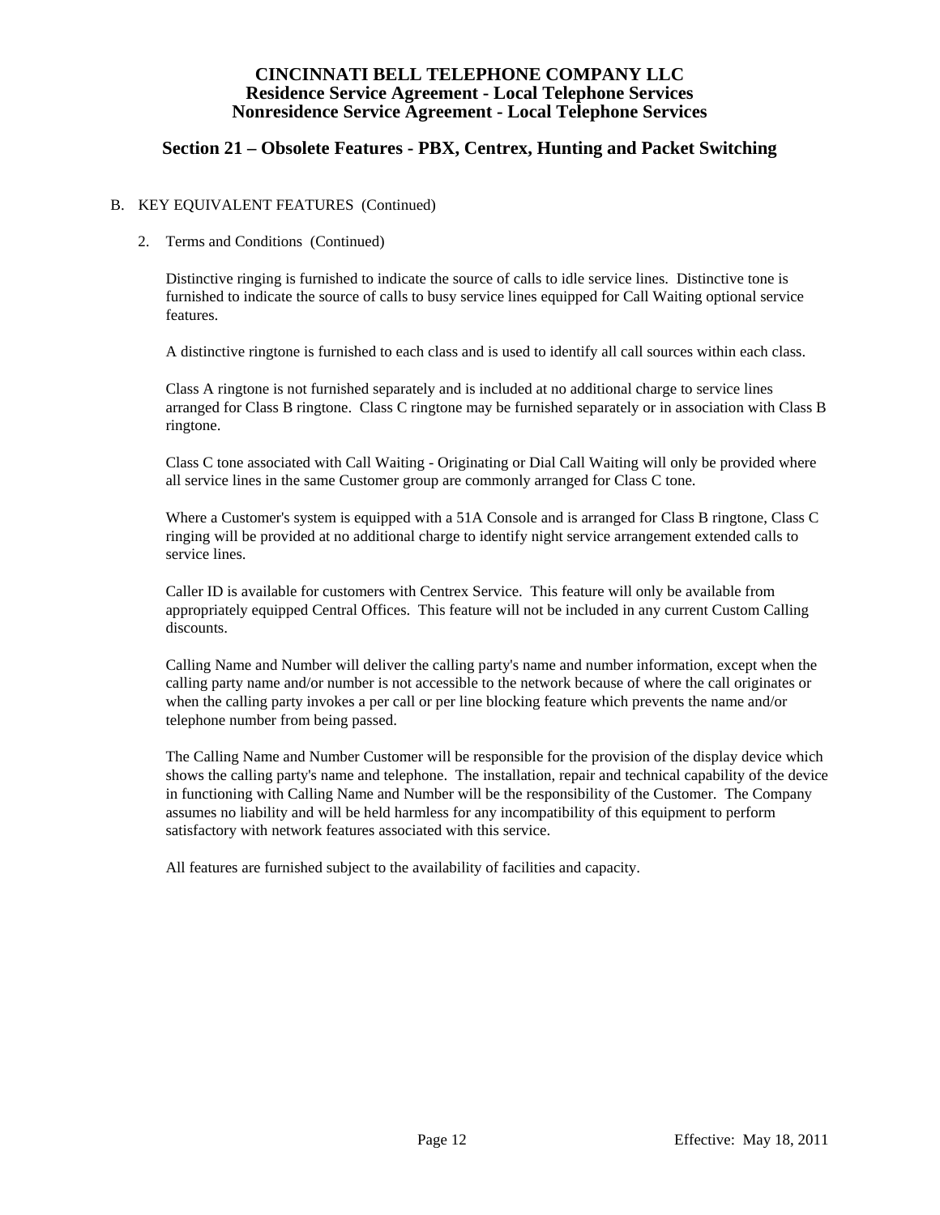# CINCINNATI BELL TELEPHONE COMPANY LLC
## Residence Service Agreement - Local Telephone Services
## Nonresidence Service Agreement - Local Telephone Services

## Section 21 – Obsolete Features - PBX, Centrex, Hunting and Packet Switching

B. KEY EQUIVALENT FEATURES (Continued)

2. Terms and Conditions (Continued)

   Distinctive ringing is furnished to indicate the source of calls to idle service lines. Distinctive tone is furnished to indicate the source of calls to busy service lines equipped for Call Waiting optional service features.

   A distinctive ringtone is furnished to each class and is used to identify all call sources within each class.

   Class A ringtone is not furnished separately and is included at no additional charge to service lines arranged for Class B ringtone. Class C ringtone may be furnished separately or in association with Class B ringtone.

   Class C tone associated with Call Waiting - Originating or Dial Call Waiting will only be provided where all service lines in the same Customer group are commonly arranged for Class C tone.

   Where a Customer's system is equipped with a 51A Console and is arranged for Class B ringtone, Class C ringing will be provided at no additional charge to identify night service arrangement extended calls to service lines.

   Caller ID is available for customers with Centrex Service. This feature will only be available from appropriately equipped Central Offices. This feature will not be included in any current Custom Calling discounts.

   Calling Name and Number will deliver the calling party's name and number information, except when the calling party name and/or number is not accessible to the network because of where the call originates or when the calling party invokes a per call or per line blocking feature which prevents the name and/or telephone number from being passed.

   The Calling Name and Number Customer will be responsible for the provision of the display device which shows the calling party's name and telephone. The installation, repair and technical capability of the device in functioning with Calling Name and Number will be the responsibility of the Customer. The Company assumes no liability and will be held harmless for any incompatibility of this equipment to perform satisfactory with network features associated with this service.

   All features are furnished subject to the availability of facilities and capacity.

Effective: May 18, 2011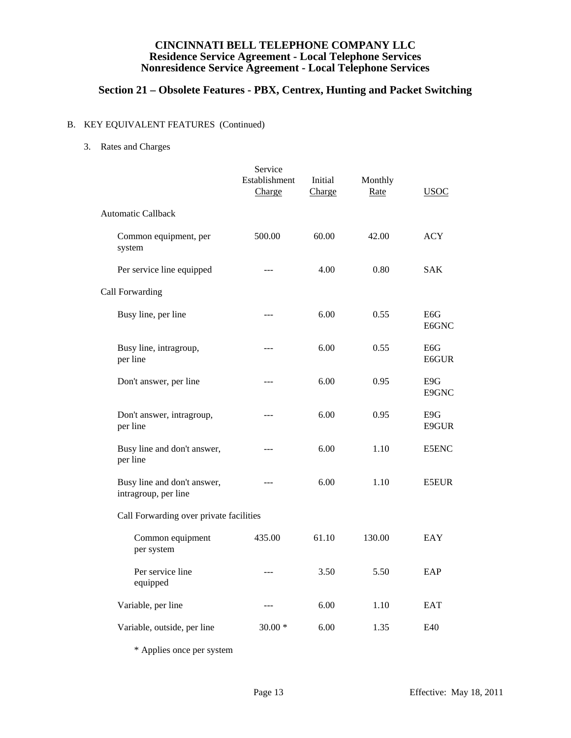# CINCINNATI BELL TELEPHONE COMPANY LLC
## Residence Service Agreement - Local Telephone Services
## Nonresidence Service Agreement - Local Telephone Services

## Section 21 – Obsolete Features - PBX, Centrex, Hunting and Packet Switching

B. KEY EQUIVALENT FEATURES (Continued)

3. Rates and Charges

| | Service Establishment Charge | Initial Charge | Monthly Rate | USOC |
|---|---|---|---|---|
| Automatic Callback | | | | |
| Common equipment, per system | 500.00 | 60.00 | 42.00 | ACY |
| Per service line equipped | --- | 4.00 | 0.80 | SAK |
| Call Forwarding | | | | |
| Busy line, per line | --- | 6.00 | 0.55 | E6G<br>E6GNC |
| Busy line, intragroup, per line | --- | 6.00 | 0.55 | E6G<br>E6GUR |
| Don't answer, per line | --- | 6.00 | 0.95 | E9G<br>E9GNC |
| Don't answer, intragroup, per line | --- | 6.00 | 0.95 | E9G<br>E9GUR |
| Busy line and don't answer, per line | --- | 6.00 | 1.10 | E5ENC |
| Busy line and don't answer, intragroup, per line | --- | 6.00 | 1.10 | E5EUR |
| Call Forwarding over private facilities | | | | |
| Common equipment per system | 435.00 | 61.10 | 130.00 | EAY |
| Per service line equipped | --- | 3.50 | 5.50 | EAP |
| Variable, per line | --- | 6.00 | 1.10 | EAT |
| Variable, outside, per line | 30.00 * | 6.00 | 1.35 | E40 |

\* Applies once per system

Effective: May 18, 2011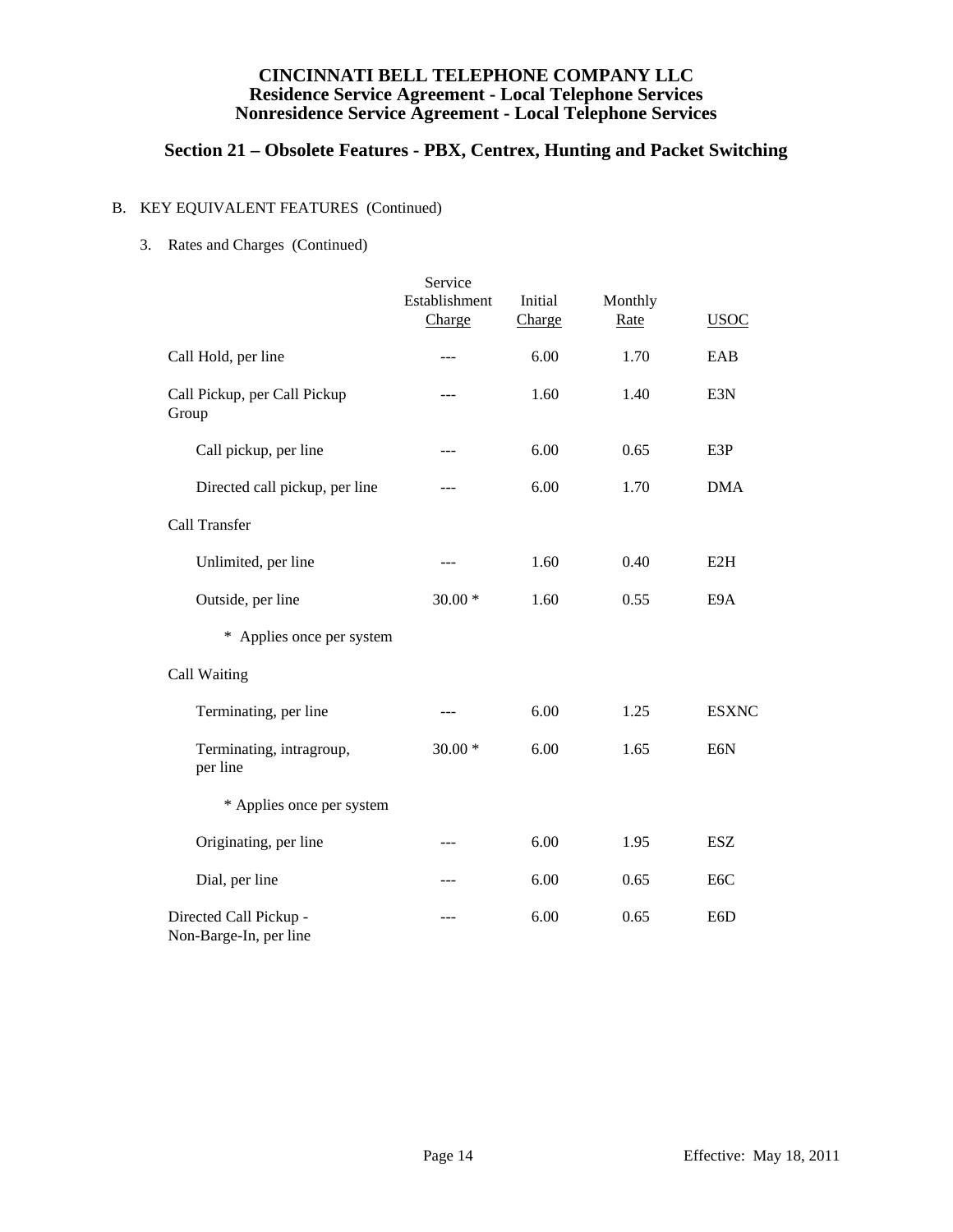# CINCINNATI BELL TELEPHONE COMPANY LLC
## Residence Service Agreement - Local Telephone Services
## Nonresidence Service Agreement - Local Telephone Services

## Section 21 – Obsolete Features - PBX, Centrex, Hunting and Packet Switching

B. KEY EQUIVALENT FEATURES (Continued)

3. Rates and Charges (Continued)

| | Service Establishment Charge | Initial Charge | Monthly Rate | USOC |
|---|---|---|---|---|
| Call Hold, per line | --- | 6.00 | 1.70 | EAB |
| Call Pickup, per Call Pickup Group | --- | 1.60 | 1.40 | E3N |
| Call pickup, per line | --- | 6.00 | 0.65 | E3P |
| Directed call pickup, per line | --- | 6.00 | 1.70 | DMA |
| Call Transfer | | | | |
| Unlimited, per line | --- | 1.60 | 0.40 | E2H |
| Outside, per line | 30.00 * | 1.60 | 0.55 | E9A |
| * Applies once per system | | | | |
| Call Waiting | | | | |
| Terminating, per line | --- | 6.00 | 1.25 | ESXNC |
| Terminating, intragroup, per line | 30.00 * | 6.00 | 1.65 | E6N |
| * Applies once per system | | | | |
| Originating, per line | --- | 6.00 | 1.95 | ESZ |
| Dial, per line | --- | 6.00 | 0.65 | E6C |
| Directed Call Pickup - Non-Barge-In, per line | --- | 6.00 | 0.65 | E6D |

Effective: May 18, 2011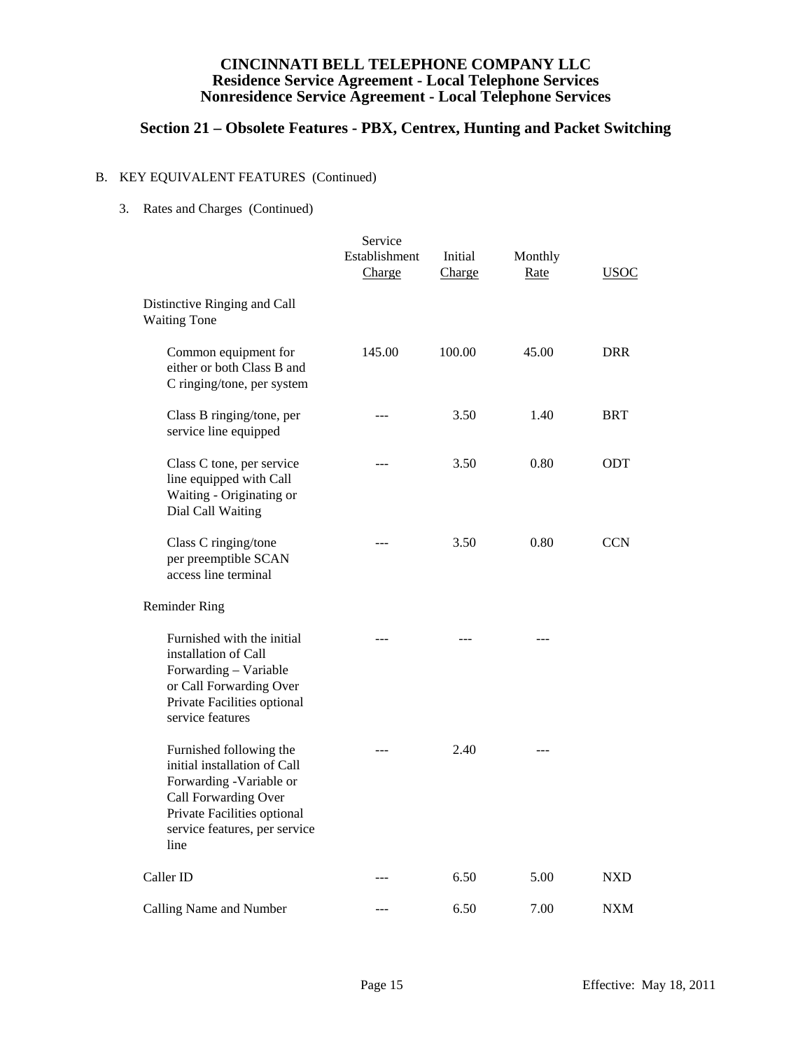# CINCINNATI BELL TELEPHONE COMPANY LLC
## Residence Service Agreement - Local Telephone Services
## Nonresidence Service Agreement - Local Telephone Services

## Section 21 – Obsolete Features - PBX, Centrex, Hunting and Packet Switching

B. KEY EQUIVALENT FEATURES (Continued)

3. Rates and Charges (Continued)

| | Service Establishment Charge | Initial Charge | Monthly Rate | USOC |
|---|---|---|---|---|
| Distinctive Ringing and Call Waiting Tone | | | | |
| Common equipment for either or both Class B and C ringing/tone, per system | 145.00 | 100.00 | 45.00 | DRR |
| Class B ringing/tone, per service line equipped | --- | 3.50 | 1.40 | BRT |
| Class C tone, per service line equipped with Call Waiting - Originating or Dial Call Waiting | --- | 3.50 | 0.80 | ODT |
| Class C ringing/tone per preemptible SCAN access line terminal | --- | 3.50 | 0.80 | CCN |
| Reminder Ring | | | | |
| Furnished with the initial installation of Call Forwarding – Variable or Call Forwarding Over Private Facilities optional service features | --- | --- | --- | |
| Furnished following the initial installation of Call Forwarding -Variable or Call Forwarding Over Private Facilities optional service features, per service line | --- | 2.40 | --- | |
| Caller ID | --- | 6.50 | 5.00 | NXD |
| Calling Name and Number | --- | 6.50 | 7.00 | NXM |

Effective: May 18, 2011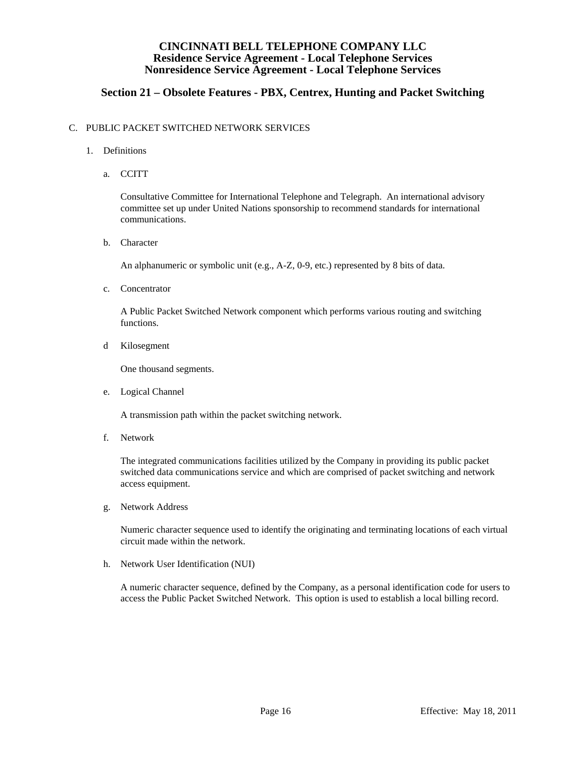# CINCINNATI BELL TELEPHONE COMPANY LLC
## Residence Service Agreement - Local Telephone Services
## Nonresidence Service Agreement - Local Telephone Services

## Section 21 – Obsolete Features - PBX, Centrex, Hunting and Packet Switching

C. PUBLIC PACKET SWITCHED NETWORK SERVICES

1. Definitions

   a. CCITT

      Consultative Committee for International Telephone and Telegraph. An international advisory committee set up under United Nations sponsorship to recommend standards for international communications.

   b. Character

      An alphanumeric or symbolic unit (e.g., A-Z, 0-9, etc.) represented by 8 bits of data.

   c. Concentrator

      A Public Packet Switched Network component which performs various routing and switching functions.

   d Kilosegment

      One thousand segments.

   e. Logical Channel

      A transmission path within the packet switching network.

   f. Network

      The integrated communications facilities utilized by the Company in providing its public packet switched data communications service and which are comprised of packet switching and network access equipment.

   g. Network Address

      Numeric character sequence used to identify the originating and terminating locations of each virtual circuit made within the network.

   h. Network User Identification (NUI)

      A numeric character sequence, defined by the Company, as a personal identification code for users to access the Public Packet Switched Network. This option is used to establish a local billing record.

Effective: May 18, 2011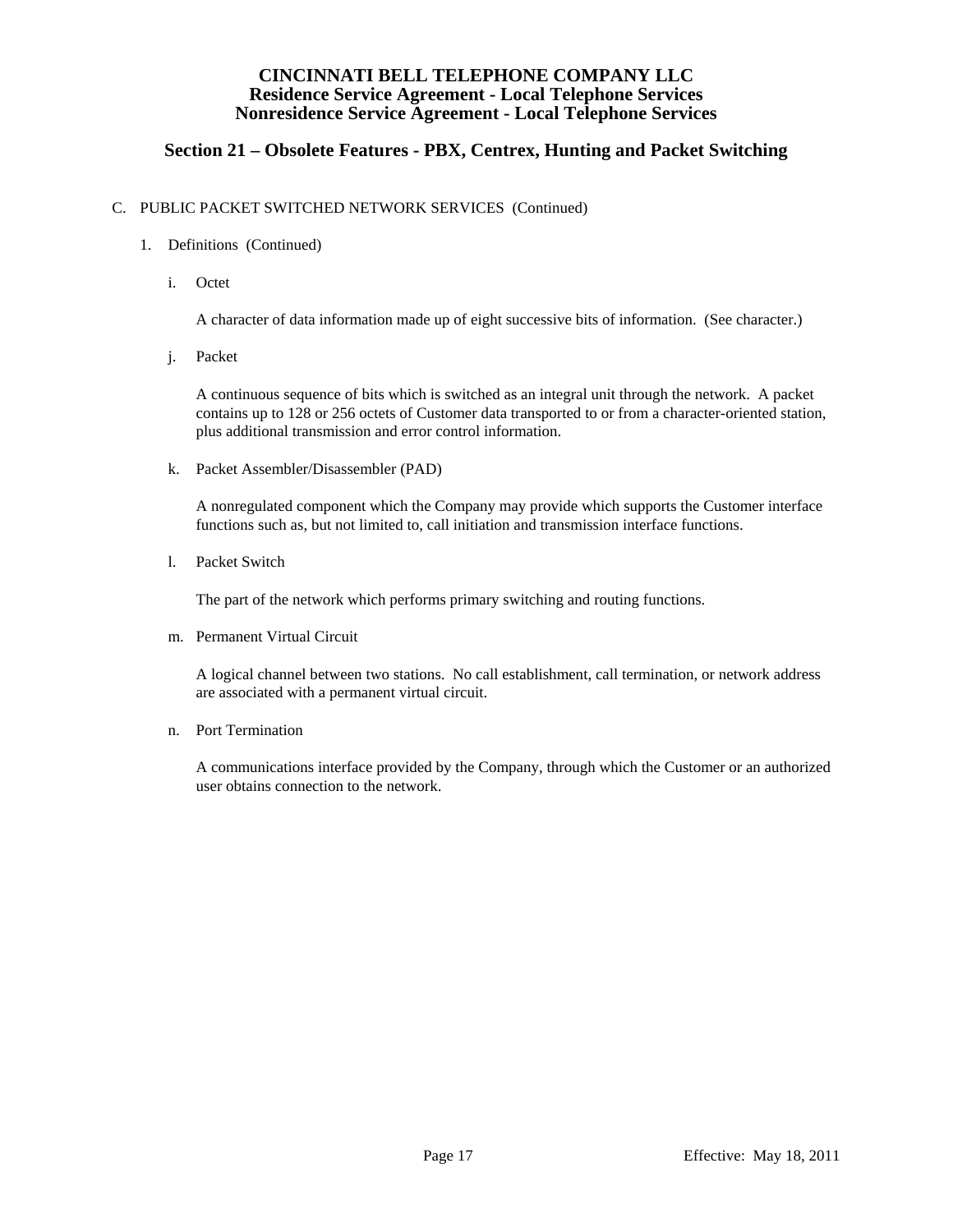# CINCINNATI BELL TELEPHONE COMPANY LLC
## Residence Service Agreement - Local Telephone Services
## Nonresidence Service Agreement - Local Telephone Services

## Section 21 – Obsolete Features - PBX, Centrex, Hunting and Packet Switching

C. PUBLIC PACKET SWITCHED NETWORK SERVICES (Continued)

1. Definitions (Continued)

   i. Octet

      A character of data information made up of eight successive bits of information. (See character.)

   j. Packet

      A continuous sequence of bits which is switched as an integral unit through the network. A packet contains up to 128 or 256 octets of Customer data transported to or from a character-oriented station, plus additional transmission and error control information.

   k. Packet Assembler/Disassembler (PAD)

      A nonregulated component which the Company may provide which supports the Customer interface functions such as, but not limited to, call initiation and transmission interface functions.

   l. Packet Switch

      The part of the network which performs primary switching and routing functions.

   m. Permanent Virtual Circuit

      A logical channel between two stations. No call establishment, call termination, or network address are associated with a permanent virtual circuit.

   n. Port Termination

      A communications interface provided by the Company, through which the Customer or an authorized user obtains connection to the network.

Effective: May 18, 2011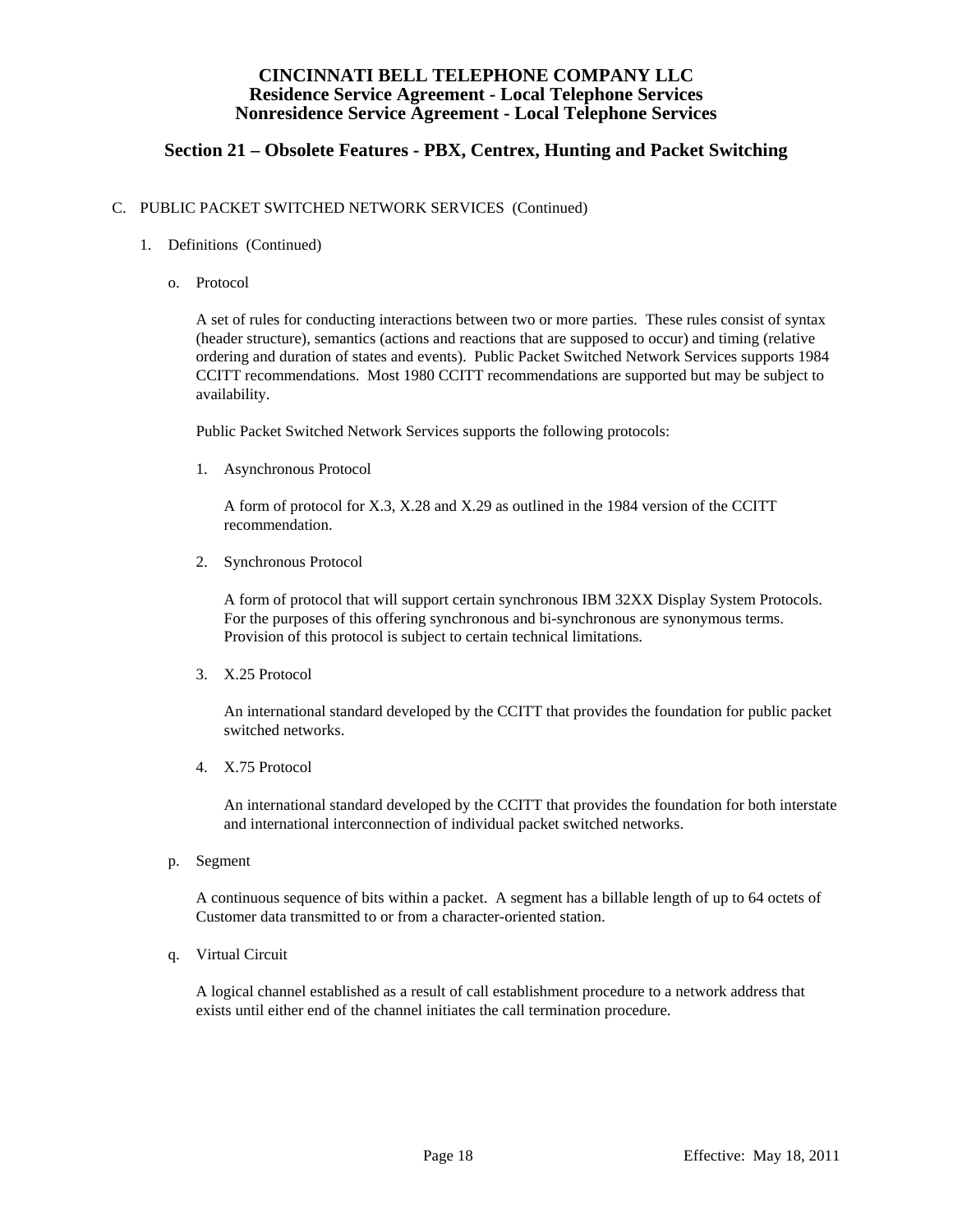# CINCINNATI BELL TELEPHONE COMPANY LLC
## Residence Service Agreement - Local Telephone Services
## Nonresidence Service Agreement - Local Telephone Services

## Section 21 – Obsolete Features - PBX, Centrex, Hunting and Packet Switching

C. PUBLIC PACKET SWITCHED NETWORK SERVICES (Continued)

1. Definitions (Continued)

   o. Protocol

      A set of rules for conducting interactions between two or more parties. These rules consist of syntax (header structure), semantics (actions and reactions that are supposed to occur) and timing (relative ordering and duration of states and events). Public Packet Switched Network Services supports 1984 CCITT recommendations. Most 1980 CCITT recommendations are supported but may be subject to availability.

      Public Packet Switched Network Services supports the following protocols:

      1. Asynchronous Protocol

         A form of protocol for X.3, X.28 and X.29 as outlined in the 1984 version of the CCITT recommendation.

      2. Synchronous Protocol

         A form of protocol that will support certain synchronous IBM 32XX Display System Protocols. For the purposes of this offering synchronous and bi-synchronous are synonymous terms. Provision of this protocol is subject to certain technical limitations.

      3. X.25 Protocol

         An international standard developed by the CCITT that provides the foundation for public packet switched networks.

      4. X.75 Protocol

         An international standard developed by the CCITT that provides the foundation for both interstate and international interconnection of individual packet switched networks.

   p. Segment

      A continuous sequence of bits within a packet. A segment has a billable length of up to 64 octets of Customer data transmitted to or from a character-oriented station.

   q. Virtual Circuit

      A logical channel established as a result of call establishment procedure to a network address that exists until either end of the channel initiates the call termination procedure.

Effective: May 18, 2011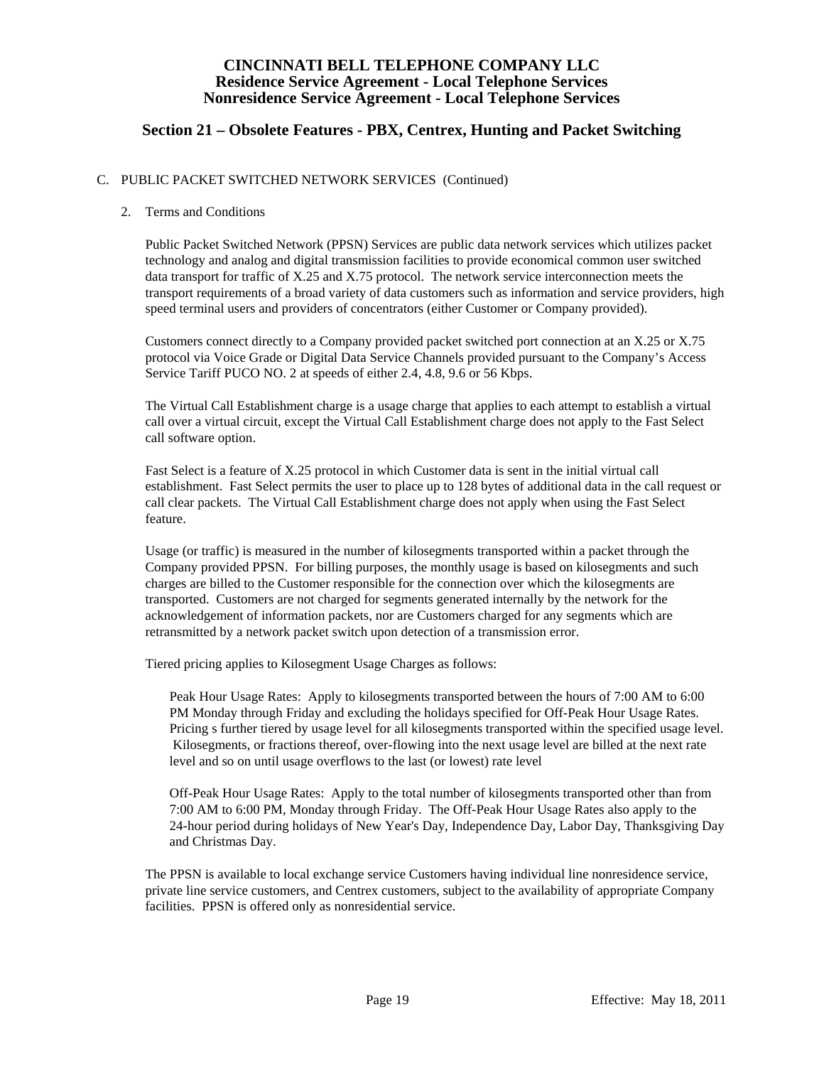# CINCINNATI BELL TELEPHONE COMPANY LLC
## Residence Service Agreement - Local Telephone Services
## Nonresidence Service Agreement - Local Telephone Services

## Section 21 – Obsolete Features - PBX, Centrex, Hunting and Packet Switching

C. PUBLIC PACKET SWITCHED NETWORK SERVICES (Continued)

2. Terms and Conditions

   Public Packet Switched Network (PPSN) Services are public data network services which utilizes packet technology and analog and digital transmission facilities to provide economical common user switched data transport for traffic of X.25 and X.75 protocol. The network service interconnection meets the transport requirements of a broad variety of data customers such as information and service providers, high speed terminal users and providers of concentrators (either Customer or Company provided).

   Customers connect directly to a Company provided packet switched port connection at an X.25 or X.75 protocol via Voice Grade or Digital Data Service Channels provided pursuant to the Company's Access Service Tariff PUCO NO. 2 at speeds of either 2.4, 4.8, 9.6 or 56 Kbps.

   The Virtual Call Establishment charge is a usage charge that applies to each attempt to establish a virtual call over a virtual circuit, except the Virtual Call Establishment charge does not apply to the Fast Select call software option.

   Fast Select is a feature of X.25 protocol in which Customer data is sent in the initial virtual call establishment. Fast Select permits the user to place up to 128 bytes of additional data in the call request or call clear packets. The Virtual Call Establishment charge does not apply when using the Fast Select feature.

   Usage (or traffic) is measured in the number of kilosegments transported within a packet through the Company provided PPSN. For billing purposes, the monthly usage is based on kilosegments and such charges are billed to the Customer responsible for the connection over which the kilosegments are transported. Customers are not charged for segments generated internally by the network for the acknowledgement of information packets, nor are Customers charged for any segments which are retransmitted by a network packet switch upon detection of a transmission error.

   Tiered pricing applies to Kilosegment Usage Charges as follows:

      Peak Hour Usage Rates: Apply to kilosegments transported between the hours of 7:00 AM to 6:00 PM Monday through Friday and excluding the holidays specified for Off-Peak Hour Usage Rates. Pricing s further tiered by usage level for all kilosegments transported within the specified usage level. Kilosegments, or fractions thereof, over-flowing into the next usage level are billed at the next rate level and so on until usage overflows to the last (or lowest) rate level

      Off-Peak Hour Usage Rates: Apply to the total number of kilosegments transported other than from 7:00 AM to 6:00 PM, Monday through Friday. The Off-Peak Hour Usage Rates also apply to the 24-hour period during holidays of New Year's Day, Independence Day, Labor Day, Thanksgiving Day and Christmas Day.

   The PPSN is available to local exchange service Customers having individual line nonresidence service, private line service customers, and Centrex customers, subject to the availability of appropriate Company facilities. PPSN is offered only as nonresidential service.

Effective: May 18, 2011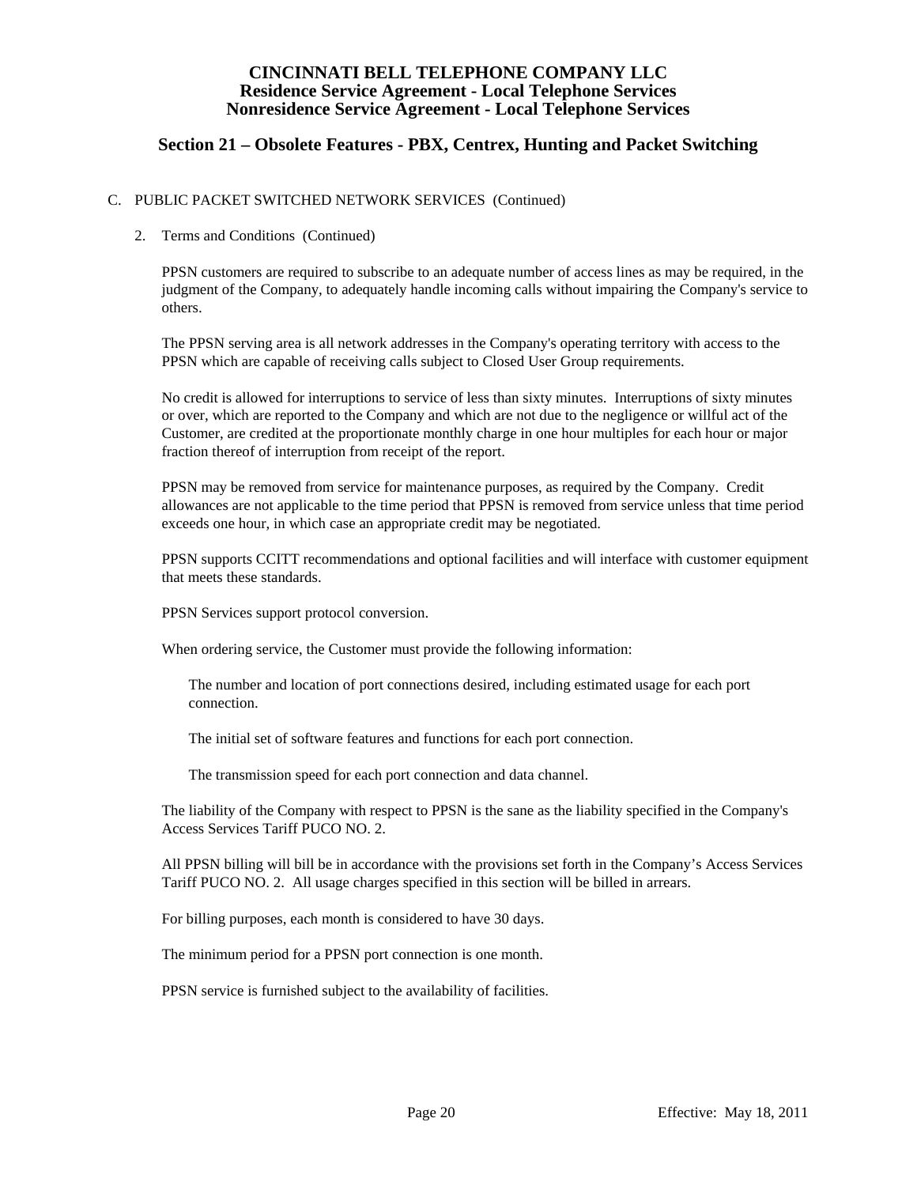# CINCINNATI BELL TELEPHONE COMPANY LLC
## Residence Service Agreement - Local Telephone Services
## Nonresidence Service Agreement - Local Telephone Services

## Section 21 – Obsolete Features - PBX, Centrex, Hunting and Packet Switching

C. PUBLIC PACKET SWITCHED NETWORK SERVICES (Continued)

2. Terms and Conditions (Continued)

PPSN customers are required to subscribe to an adequate number of access lines as may be required, in the judgment of the Company, to adequately handle incoming calls without impairing the Company's service to others.

The PPSN serving area is all network addresses in the Company's operating territory with access to the PPSN which are capable of receiving calls subject to Closed User Group requirements.

No credit is allowed for interruptions to service of less than sixty minutes. Interruptions of sixty minutes or over, which are reported to the Company and which are not due to the negligence or willful act of the Customer, are credited at the proportionate monthly charge in one hour multiples for each hour or major fraction thereof of interruption from receipt of the report.

PPSN may be removed from service for maintenance purposes, as required by the Company. Credit allowances are not applicable to the time period that PPSN is removed from service unless that time period exceeds one hour, in which case an appropriate credit may be negotiated.

PPSN supports CCITT recommendations and optional facilities and will interface with customer equipment that meets these standards.

PPSN Services support protocol conversion.

When ordering service, the Customer must provide the following information:

The number and location of port connections desired, including estimated usage for each port connection.

The initial set of software features and functions for each port connection.

The transmission speed for each port connection and data channel.

The liability of the Company with respect to PPSN is the sane as the liability specified in the Company's Access Services Tariff PUCO NO. 2.

All PPSN billing will bill be in accordance with the provisions set forth in the Company's Access Services Tariff PUCO NO. 2. All usage charges specified in this section will be billed in arrears.

For billing purposes, each month is considered to have 30 days.

The minimum period for a PPSN port connection is one month.

PPSN service is furnished subject to the availability of facilities.

Effective: May 18, 2011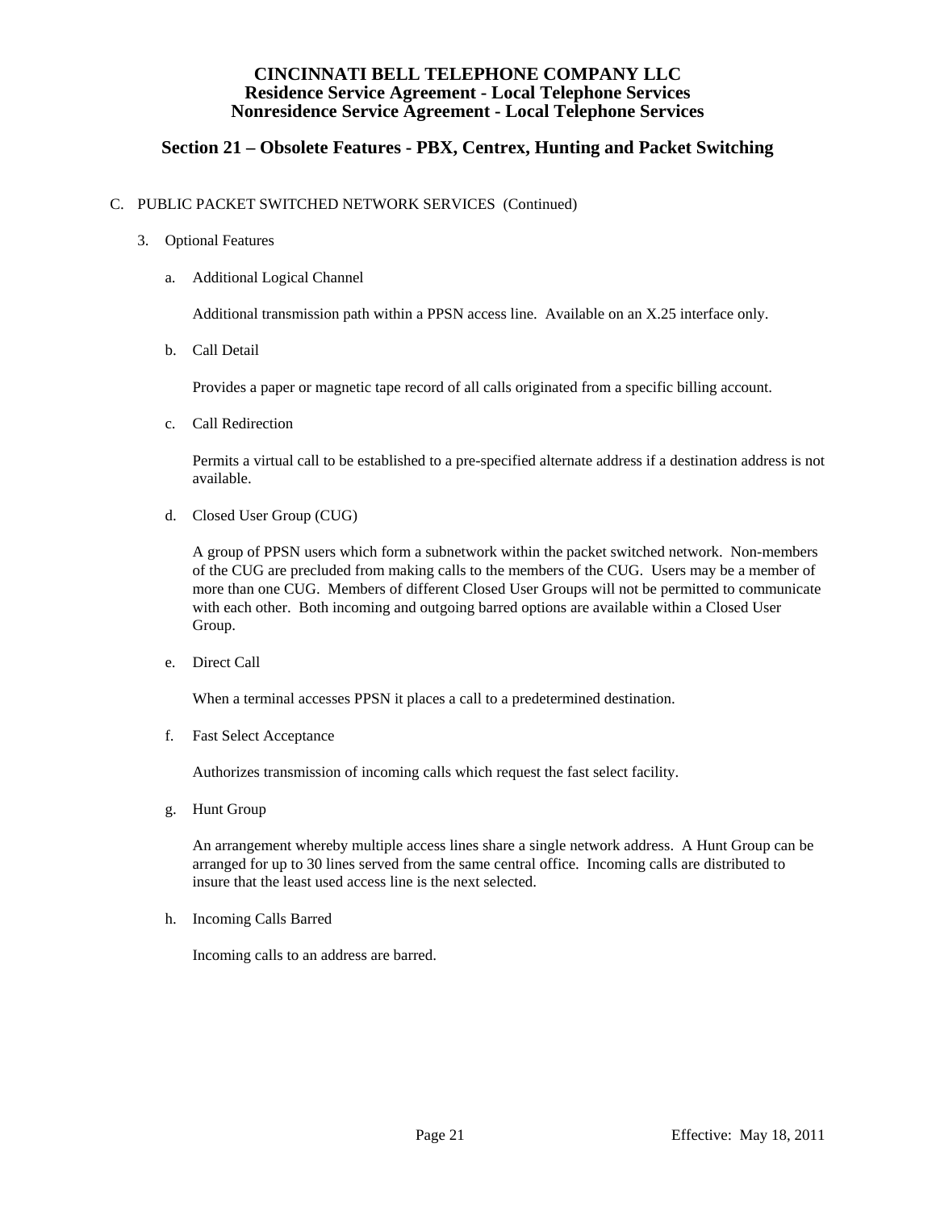# CINCINNATI BELL TELEPHONE COMPANY LLC
## Residence Service Agreement - Local Telephone Services
## Nonresidence Service Agreement - Local Telephone Services

## Section 21 – Obsolete Features - PBX, Centrex, Hunting and Packet Switching

C. PUBLIC PACKET SWITCHED NETWORK SERVICES (Continued)

3. Optional Features

   a. Additional Logical Channel

      Additional transmission path within a PPSN access line. Available on an X.25 interface only.

   b. Call Detail

      Provides a paper or magnetic tape record of all calls originated from a specific billing account.

   c. Call Redirection

      Permits a virtual call to be established to a pre-specified alternate address if a destination address is not available.

   d. Closed User Group (CUG)

      A group of PPSN users which form a subnetwork within the packet switched network. Non-members of the CUG are precluded from making calls to the members of the CUG. Users may be a member of more than one CUG. Members of different Closed User Groups will not be permitted to communicate with each other. Both incoming and outgoing barred options are available within a Closed User Group.

   e. Direct Call

      When a terminal accesses PPSN it places a call to a predetermined destination.

   f. Fast Select Acceptance

      Authorizes transmission of incoming calls which request the fast select facility.

   g. Hunt Group

      An arrangement whereby multiple access lines share a single network address. A Hunt Group can be arranged for up to 30 lines served from the same central office. Incoming calls are distributed to insure that the least used access line is the next selected.

   h. Incoming Calls Barred

      Incoming calls to an address are barred.

Effective: May 18, 2011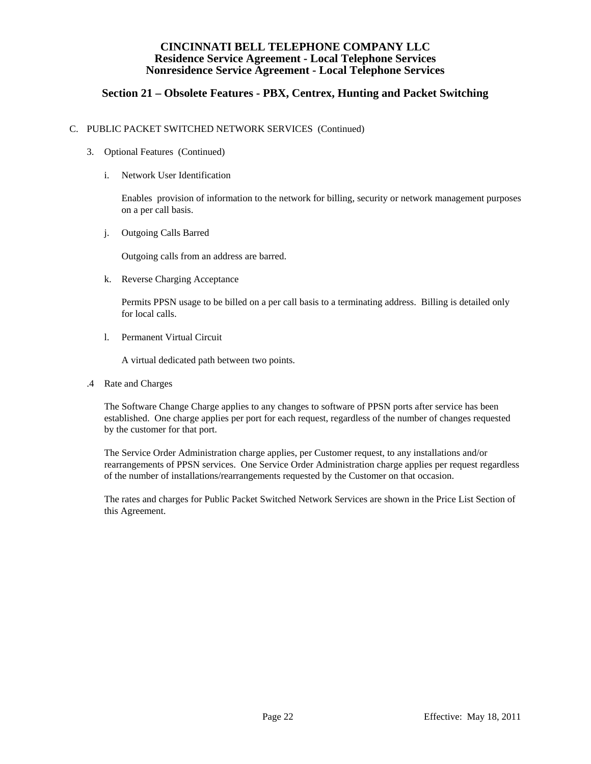C. PUBLIC PACKET SWITCHED NETWORK SERVICES (Continued)

3. Optional Features (Continued)

i. Network User Identification

Enables provision of information to the network for billing, security or network management purposes on a per call basis.

j. Outgoing Calls Barred

Outgoing calls from an address are barred.

k. Reverse Charging Acceptance

Permits PPSN usage to be billed on a per call basis to a terminating address. Billing is detailed only for local calls.

l. Permanent Virtual Circuit

A virtual dedicated path between two points.

.4 Rate and Charges

The Software Change Charge applies to any changes to software of PPSN ports after service has been established. One charge applies per port for each request, regardless of the number of changes requested by the customer for that port.

The Service Order Administration charge applies, per Customer request, to any installations and/or rearrangements of PPSN services. One Service Order Administration charge applies per request regardless of the number of installations/rearrangements requested by the Customer on that occasion.

The rates and charges for Public Packet Switched Network Services are shown in the Price List Section of this Agreement.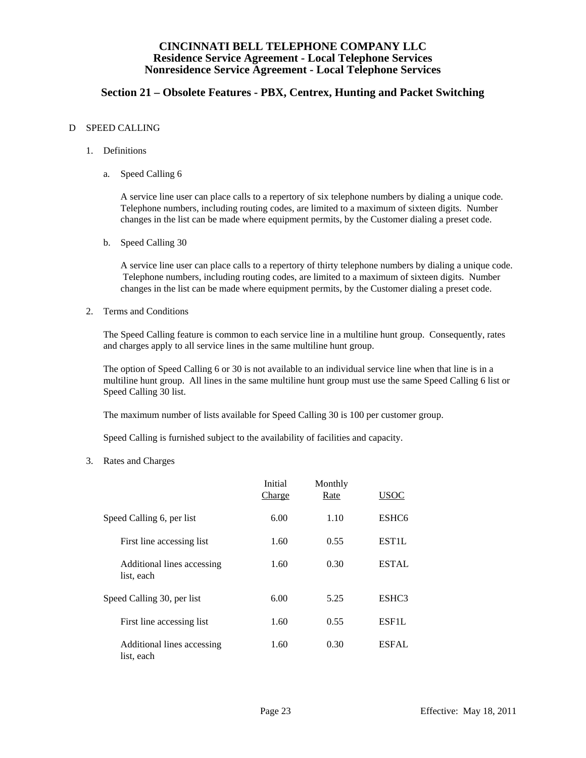# CINCINNATI BELL TELEPHONE COMPANY LLC
## Residence Service Agreement - Local Telephone Services
## Nonresidence Service Agreement - Local Telephone Services

## Section 21 – Obsolete Features - PBX, Centrex, Hunting and Packet Switching

D SPEED CALLING

1. Definitions

   a. Speed Calling 6

      A service line user can place calls to a repertory of six telephone numbers by dialing a unique code. Telephone numbers, including routing codes, are limited to a maximum of sixteen digits. Number changes in the list can be made where equipment permits, by the Customer dialing a preset code.

   b. Speed Calling 30

      A service line user can place calls to a repertory of thirty telephone numbers by dialing a unique code. Telephone numbers, including routing codes, are limited to a maximum of sixteen digits. Number changes in the list can be made where equipment permits, by the Customer dialing a preset code.

2. Terms and Conditions

   The Speed Calling feature is common to each service line in a multiline hunt group. Consequently, rates and charges apply to all service lines in the same multiline hunt group.

   The option of Speed Calling 6 or 30 is not available to an individual service line when that line is in a multiline hunt group. All lines in the same multiline hunt group must use the same Speed Calling 6 list or Speed Calling 30 list.

   The maximum number of lists available for Speed Calling 30 is 100 per customer group.

   Speed Calling is furnished subject to the availability of facilities and capacity.

3. Rates and Charges

| | Initial Charge | Monthly Rate | USOC |
|---|---|---|---|
| Speed Calling 6, per list | 6.00 | 1.10 | ESHC6 |
| First line accessing list | 1.60 | 0.55 | EST1L |
| Additional lines accessing list, each | 1.60 | 0.30 | ESTAL |
| Speed Calling 30, per list | 6.00 | 5.25 | ESHC3 |
| First line accessing list | 1.60 | 0.55 | ESF1L |
| Additional lines accessing list, each | 1.60 | 0.30 | ESFAL |

Effective: May 18, 2011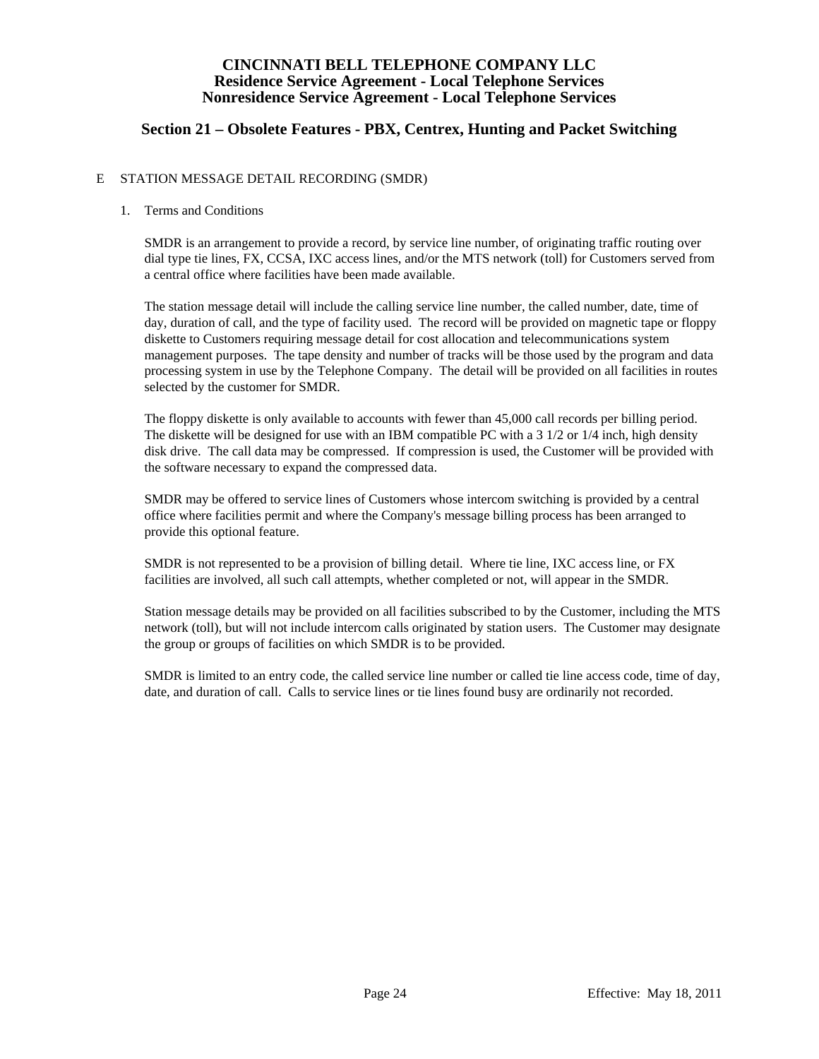# CINCINNATI BELL TELEPHONE COMPANY LLC
## Residence Service Agreement - Local Telephone Services
## Nonresidence Service Agreement - Local Telephone Services

## Section 21 – Obsolete Features - PBX, Centrex, Hunting and Packet Switching

E STATION MESSAGE DETAIL RECORDING (SMDR)

1. Terms and Conditions

SMDR is an arrangement to provide a record, by service line number, of originating traffic routing over dial type tie lines, FX, CCSA, IXC access lines, and/or the MTS network (toll) for Customers served from a central office where facilities have been made available.

The station message detail will include the calling service line number, the called number, date, time of day, duration of call, and the type of facility used. The record will be provided on magnetic tape or floppy diskette to Customers requiring message detail for cost allocation and telecommunications system management purposes. The tape density and number of tracks will be those used by the program and data processing system in use by the Telephone Company. The detail will be provided on all facilities in routes selected by the customer for SMDR.

The floppy diskette is only available to accounts with fewer than 45,000 call records per billing period. The diskette will be designed for use with an IBM compatible PC with a 3 1/2 or 1/4 inch, high density disk drive. The call data may be compressed. If compression is used, the Customer will be provided with the software necessary to expand the compressed data.

SMDR may be offered to service lines of Customers whose intercom switching is provided by a central office where facilities permit and where the Company's message billing process has been arranged to provide this optional feature.

SMDR is not represented to be a provision of billing detail. Where tie line, IXC access line, or FX facilities are involved, all such call attempts, whether completed or not, will appear in the SMDR.

Station message details may be provided on all facilities subscribed to by the Customer, including the MTS network (toll), but will not include intercom calls originated by station users. The Customer may designate the group or groups of facilities on which SMDR is to be provided.

SMDR is limited to an entry code, the called service line number or called tie line access code, time of day, date, and duration of call. Calls to service lines or tie lines found busy are ordinarily not recorded.

Effective: May 18, 2011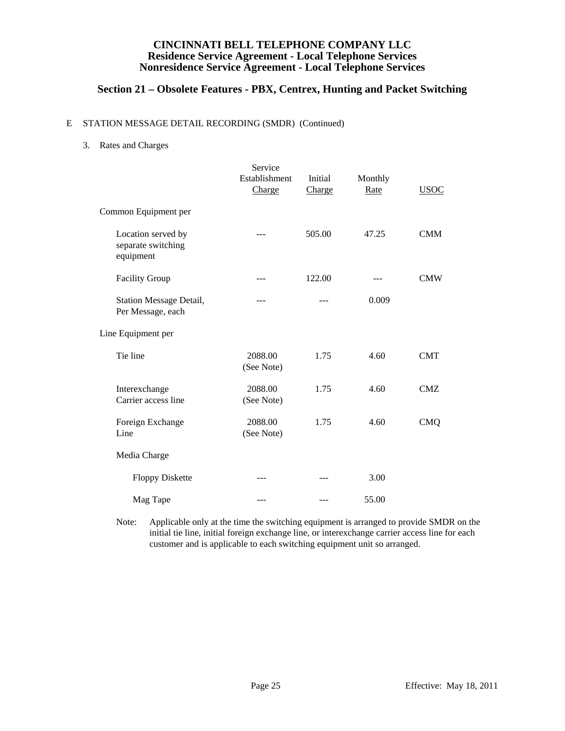# CINCINNATI BELL TELEPHONE COMPANY LLC
## Residence Service Agreement - Local Telephone Services
## Nonresidence Service Agreement - Local Telephone Services

## Section 21 – Obsolete Features - PBX, Centrex, Hunting and Packet Switching

E STATION MESSAGE DETAIL RECORDING (SMDR) (Continued)

3. Rates and Charges

| | Service Establishment Charge | Initial Charge | Monthly Rate | USOC |
|---|---|---|---|---|
| Common Equipment per | | | | |
| Location served by separate switching equipment | --- | 505.00 | 47.25 | CMM |
| Facility Group | --- | 122.00 | --- | CMW |
| Station Message Detail, Per Message, each | --- | --- | 0.009 | |
| Line Equipment per | | | | |
| Tie line | 2088.00 (See Note) | 1.75 | 4.60 | CMT |
| Interexchange Carrier access line | 2088.00 (See Note) | 1.75 | 4.60 | CMZ |
| Foreign Exchange Line | 2088.00 (See Note) | 1.75 | 4.60 | CMQ |
| Media Charge | | | | |
| Floppy Diskette | --- | --- | 3.00 | |
| Mag Tape | --- | --- | 55.00 | |

Note: Applicable only at the time the switching equipment is arranged to provide SMDR on the initial tie line, initial foreign exchange line, or interexchange carrier access line for each customer and is applicable to each switching equipment unit so arranged.

Effective: May 18, 2011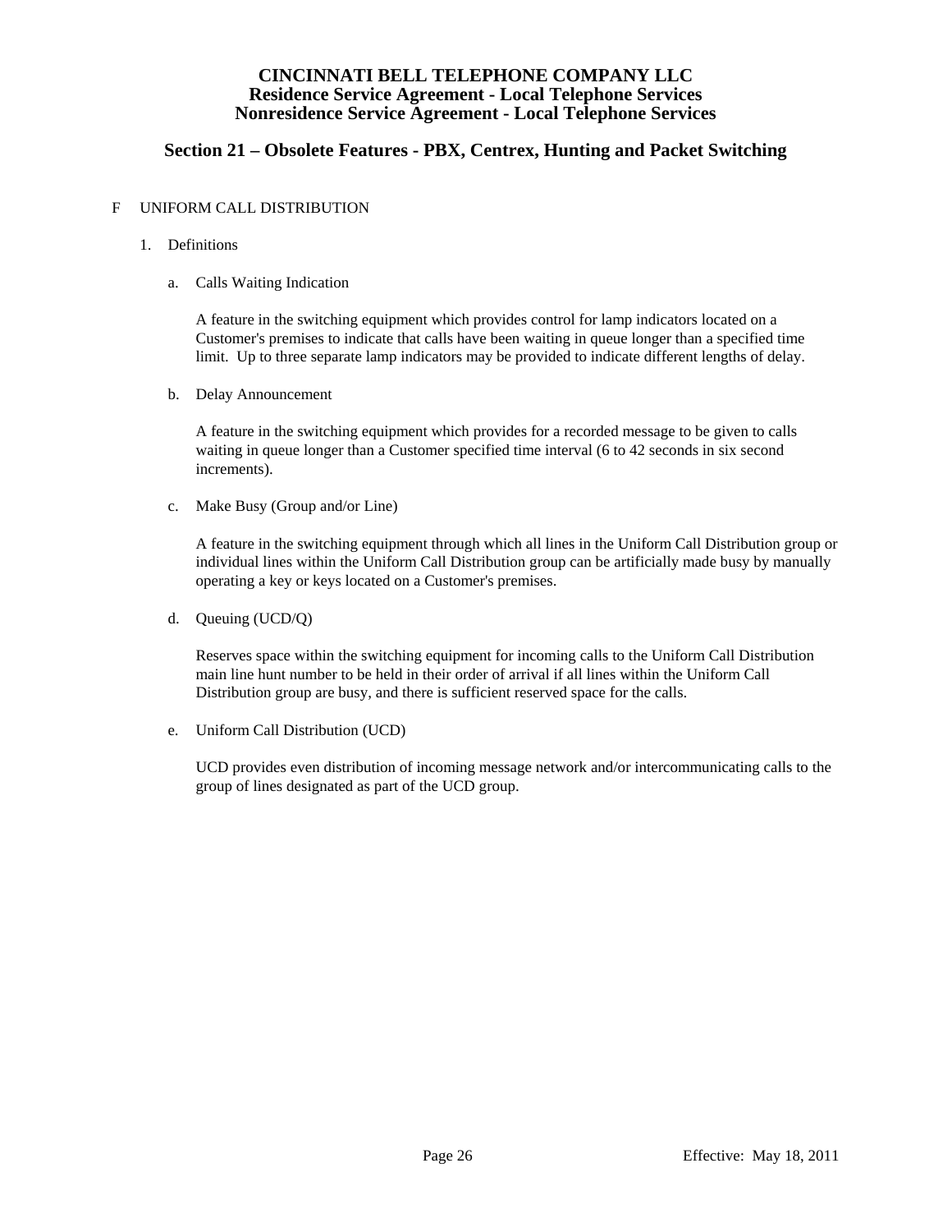F UNIFORM CALL DISTRIBUTION

1. Definitions

   a. Calls Waiting Indication

      A feature in the switching equipment which provides control for lamp indicators located on a Customer's premises to indicate that calls have been waiting in queue longer than a specified time limit. Up to three separate lamp indicators may be provided to indicate different lengths of delay.

   b. Delay Announcement

      A feature in the switching equipment which provides for a recorded message to be given to calls waiting in queue longer than a Customer specified time interval (6 to 42 seconds in six second increments).

   c. Make Busy (Group and/or Line)

      A feature in the switching equipment through which all lines in the Uniform Call Distribution group or individual lines within the Uniform Call Distribution group can be artificially made busy by manually operating a key or keys located on a Customer's premises.

   d. Queuing (UCD/Q)

      Reserves space within the switching equipment for incoming calls to the Uniform Call Distribution main line hunt number to be held in their order of arrival if all lines within the Uniform Call Distribution group are busy, and there is sufficient reserved space for the calls.

   e. Uniform Call Distribution (UCD)

      UCD provides even distribution of incoming message network and/or intercommunicating calls to the group of lines designated as part of the UCD group.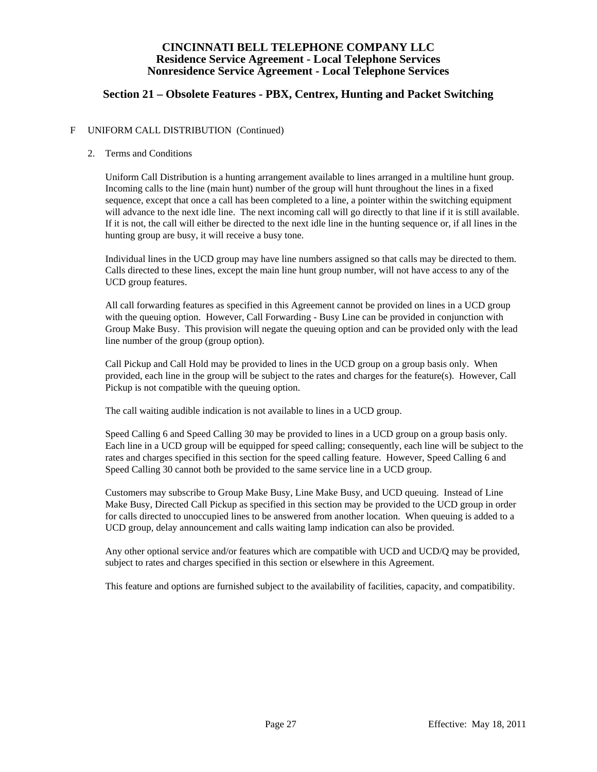# CINCINNATI BELL TELEPHONE COMPANY LLC
## Residence Service Agreement - Local Telephone Services
## Nonresidence Service Agreement - Local Telephone Services

## Section 21 – Obsolete Features - PBX, Centrex, Hunting and Packet Switching

F UNIFORM CALL DISTRIBUTION (Continued)

2. Terms and Conditions

Uniform Call Distribution is a hunting arrangement available to lines arranged in a multiline hunt group. Incoming calls to the line (main hunt) number of the group will hunt throughout the lines in a fixed sequence, except that once a call has been completed to a line, a pointer within the switching equipment will advance to the next idle line. The next incoming call will go directly to that line if it is still available. If it is not, the call will either be directed to the next idle line in the hunting sequence or, if all lines in the hunting group are busy, it will receive a busy tone.

Individual lines in the UCD group may have line numbers assigned so that calls may be directed to them. Calls directed to these lines, except the main line hunt group number, will not have access to any of the UCD group features.

All call forwarding features as specified in this Agreement cannot be provided on lines in a UCD group with the queuing option. However, Call Forwarding - Busy Line can be provided in conjunction with Group Make Busy. This provision will negate the queuing option and can be provided only with the lead line number of the group (group option).

Call Pickup and Call Hold may be provided to lines in the UCD group on a group basis only. When provided, each line in the group will be subject to the rates and charges for the feature(s). However, Call Pickup is not compatible with the queuing option.

The call waiting audible indication is not available to lines in a UCD group.

Speed Calling 6 and Speed Calling 30 may be provided to lines in a UCD group on a group basis only. Each line in a UCD group will be equipped for speed calling; consequently, each line will be subject to the rates and charges specified in this section for the speed calling feature. However, Speed Calling 6 and Speed Calling 30 cannot both be provided to the same service line in a UCD group.

Customers may subscribe to Group Make Busy, Line Make Busy, and UCD queuing. Instead of Line Make Busy, Directed Call Pickup as specified in this section may be provided to the UCD group in order for calls directed to unoccupied lines to be answered from another location. When queuing is added to a UCD group, delay announcement and calls waiting lamp indication can also be provided.

Any other optional service and/or features which are compatible with UCD and UCD/Q may be provided, subject to rates and charges specified in this section or elsewhere in this Agreement.

This feature and options are furnished subject to the availability of facilities, capacity, and compatibility.

Effective: May 18, 2011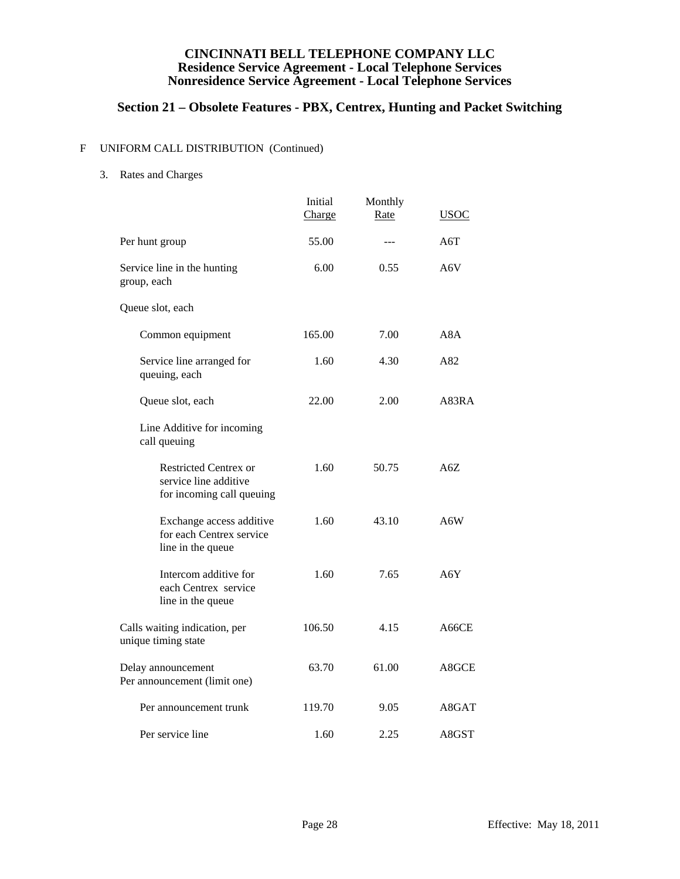**CINCINNATI BELL TELEPHONE COMPANY LLC**
**Residence Service Agreement - Local Telephone Services**
**Nonresidence Service Agreement - Local Telephone Services**

## Section 21 – Obsolete Features - PBX, Centrex, Hunting and Packet Switching

F UNIFORM CALL DISTRIBUTION (Continued)

3. Rates and Charges

| | Initial Charge | Monthly Rate | USOC |
|---|---|---|---|
| Per hunt group | 55.00 | --- | A6T |
| Service line in the hunting group, each | 6.00 | 0.55 | A6V |
| Queue slot, each | | | |
| Common equipment | 165.00 | 7.00 | A8A |
| Service line arranged for queuing, each | 1.60 | 4.30 | A82 |
| Queue slot, each | 22.00 | 2.00 | A83RA |
| Line Additive for incoming call queuing | | | |
| Restricted Centrex or service line additive for incoming call queuing | 1.60 | 50.75 | A6Z |
| Exchange access additive for each Centrex service line in the queue | 1.60 | 43.10 | A6W |
| Intercom additive for each Centrex service line in the queue | 1.60 | 7.65 | A6Y |
| Calls waiting indication, per unique timing state | 106.50 | 4.15 | A66CE |
| Delay announcement Per announcement (limit one) | 63.70 | 61.00 | A8GCE |
| Per announcement trunk | 119.70 | 9.05 | A8GAT |
| Per service line | 1.60 | 2.25 | A8GST |

Effective: May 18, 2011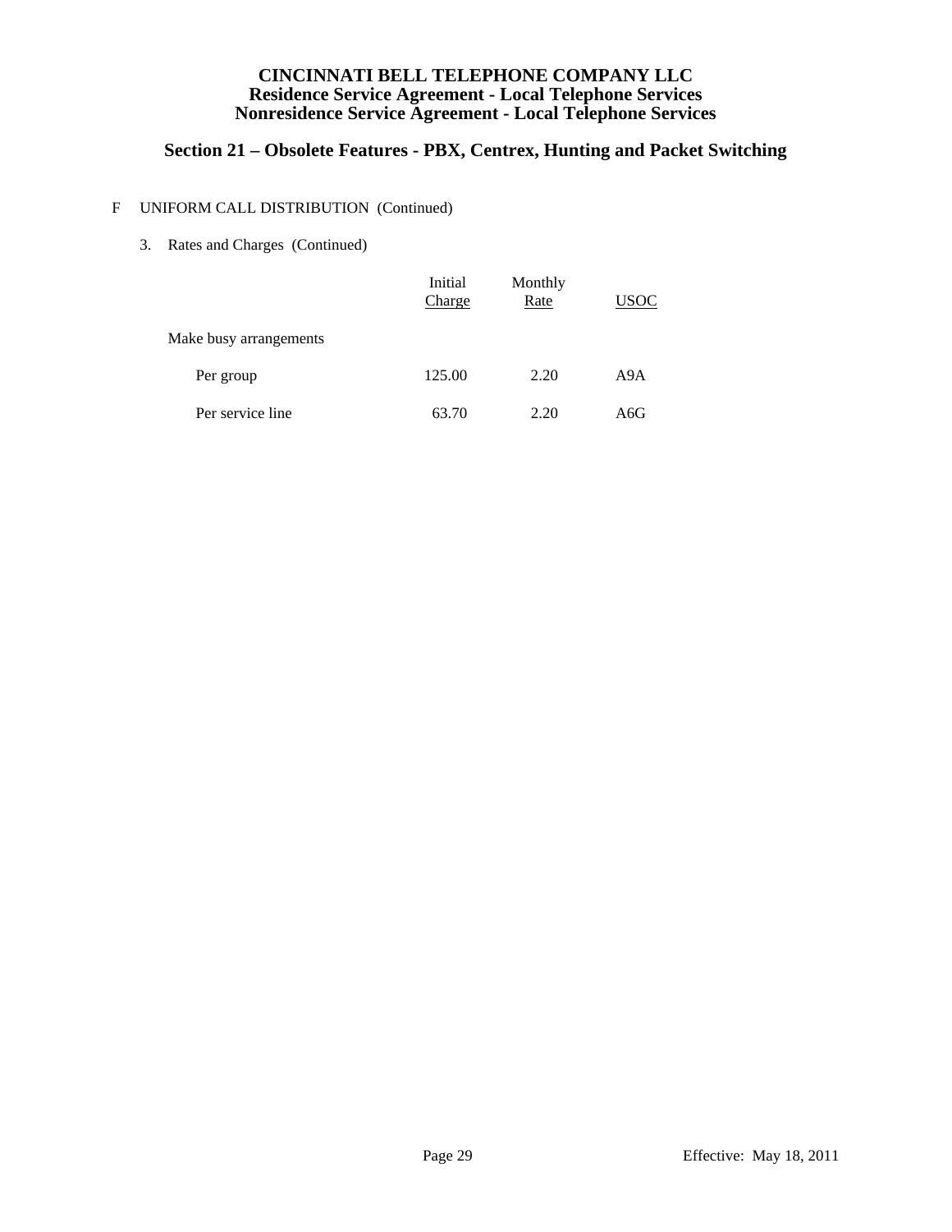**CINCINNATI BELL TELEPHONE COMPANY LLC**
**Residence Service Agreement - Local Telephone Services**
**Nonresidence Service Agreement - Local Telephone Services**

## Section 21 – Obsolete Features - PBX, Centrex, Hunting and Packet Switching

F UNIFORM CALL DISTRIBUTION (Continued)

3. Rates and Charges (Continued)

| | Initial Charge | Monthly Rate | USOC |
|---|---|---|---|
| Make busy arrangements | | | |
| Per group | 125.00 | 2.20 | A9A |
| Per service line | 63.70 | 2.20 | A6G |

Effective: May 18, 2011